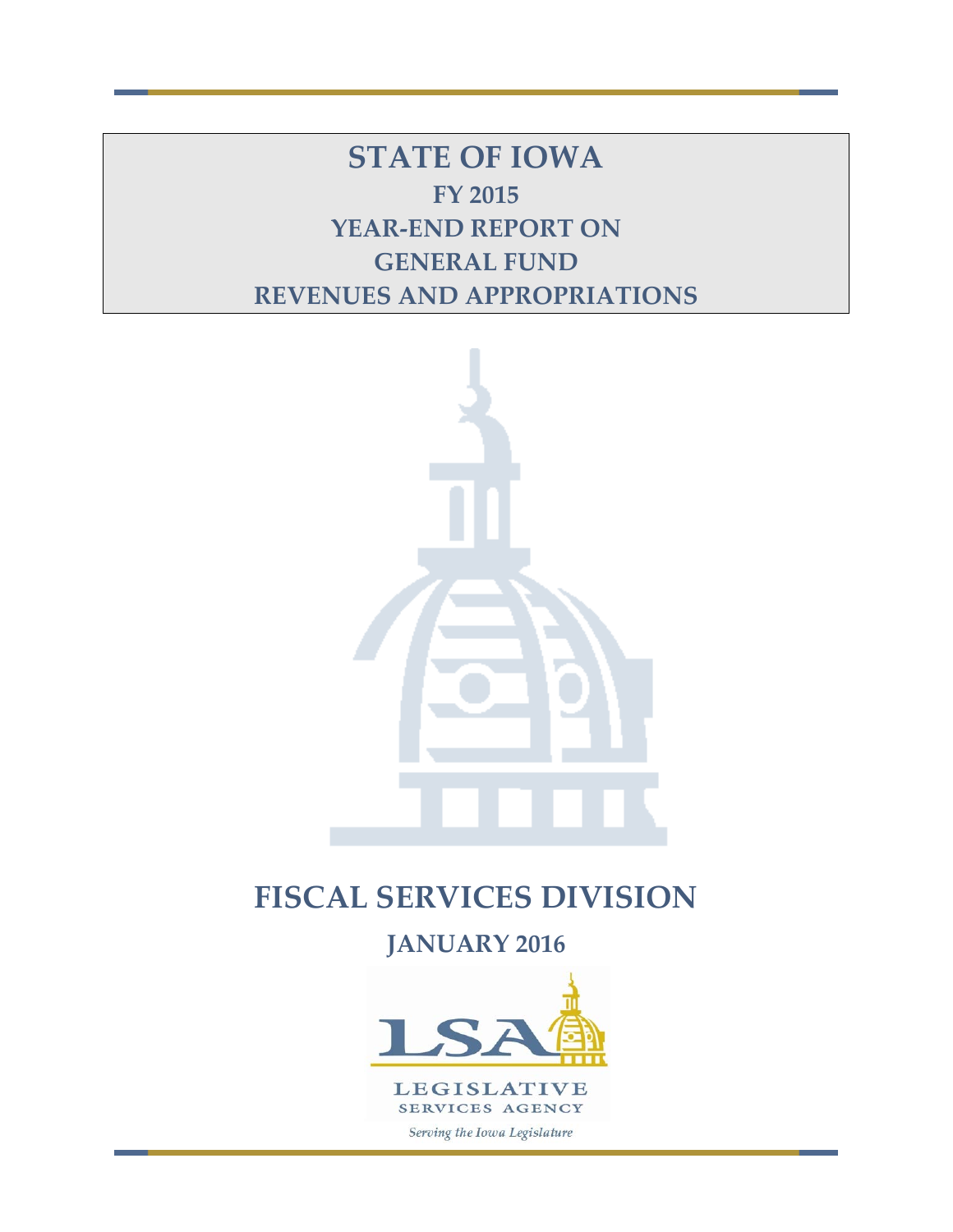# STATE OF IOWA

## FY 2015

## YEAR-END REPORT ON

## GENERAL FUND

## REVENUES AND APPROPRIATIONS

# FISCAL SERVICES DIVISION

## JANUARY 2016

LSA

LEGISLATIVE SERVICES AGENCY

*Serving the Iowa Legislature*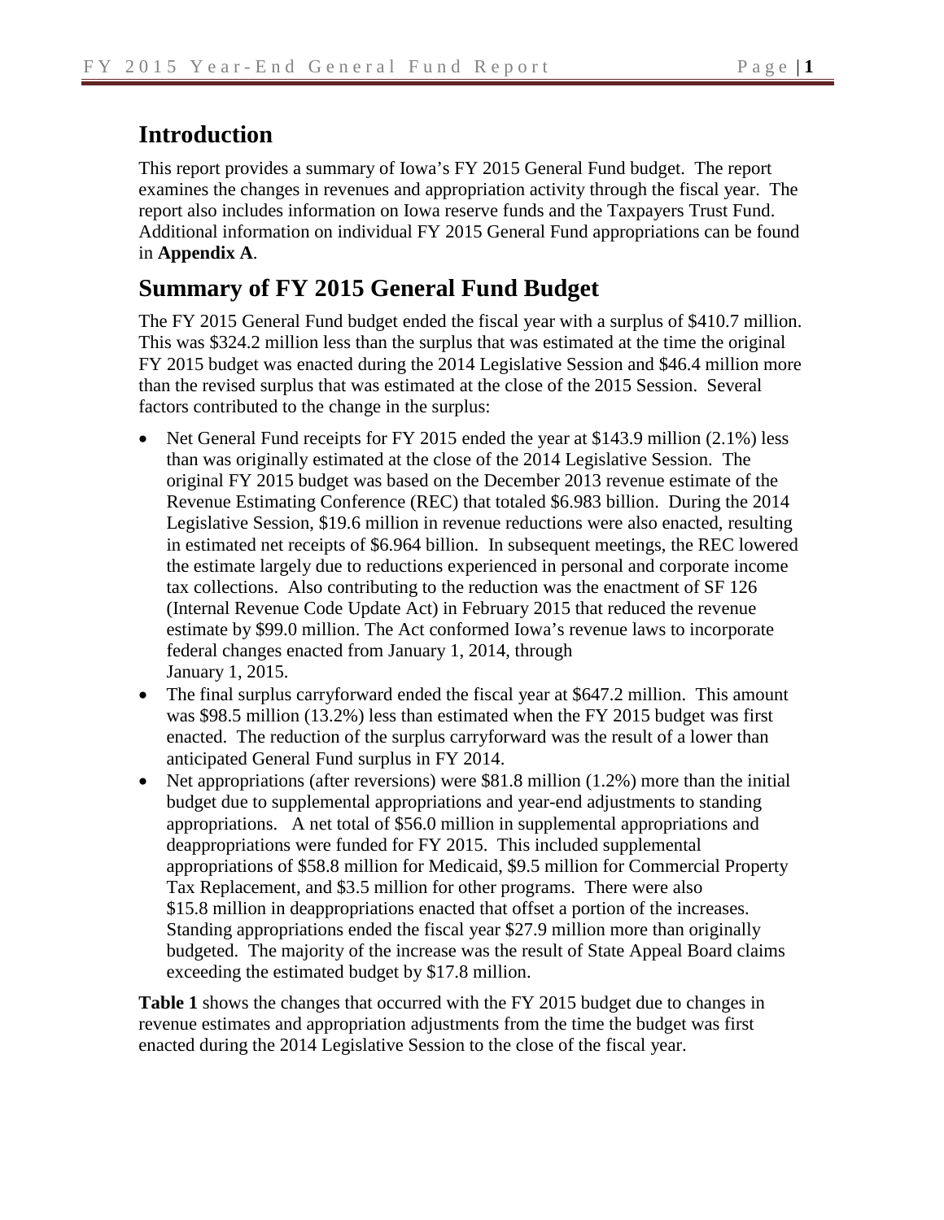## Introduction

This report provides a summary of Iowa's FY 2015 General Fund budget. The report examines the changes in revenues and appropriation activity through the fiscal year. The report also includes information on Iowa reserve funds and the Taxpayers Trust Fund. Additional information on individual FY 2015 General Fund appropriations can be found in **Appendix A**.

## Summary of FY 2015 General Fund Budget

The FY 2015 General Fund budget ended the fiscal year with a surplus of $410.7 million. This was $324.2 million less than the surplus that was estimated at the time the original FY 2015 budget was enacted during the 2014 Legislative Session and $46.4 million more than the revised surplus that was estimated at the close of the 2015 Session. Several factors contributed to the change in the surplus:

- Net General Fund receipts for FY 2015 ended the year at $143.9 million (2.1%) less than was originally estimated at the close of the 2014 Legislative Session. The original FY 2015 budget was based on the December 2013 revenue estimate of the Revenue Estimating Conference (REC) that totaled $6.983 billion. During the 2014 Legislative Session, $19.6 million in revenue reductions were also enacted, resulting in estimated net receipts of $6.964 billion. In subsequent meetings, the REC lowered the estimate largely due to reductions experienced in personal and corporate income tax collections. Also contributing to the reduction was the enactment of SF 126 (Internal Revenue Code Update Act) in February 2015 that reduced the revenue estimate by $99.0 million. The Act conformed Iowa's revenue laws to incorporate federal changes enacted from January 1, 2014, through January 1, 2015.
- The final surplus carryforward ended the fiscal year at $647.2 million. This amount was $98.5 million (13.2%) less than estimated when the FY 2015 budget was first enacted. The reduction of the surplus carryforward was the result of a lower than anticipated General Fund surplus in FY 2014.
- Net appropriations (after reversions) were $81.8 million (1.2%) more than the initial budget due to supplemental appropriations and year-end adjustments to standing appropriations. A net total of $56.0 million in supplemental appropriations and deappropriations were funded for FY 2015. This included supplemental appropriations of $58.8 million for Medicaid, $9.5 million for Commercial Property Tax Replacement, and $3.5 million for other programs. There were also $15.8 million in deappropriations enacted that offset a portion of the increases. Standing appropriations ended the fiscal year $27.9 million more than originally budgeted. The majority of the increase was the result of State Appeal Board claims exceeding the estimated budget by $17.8 million.

**Table 1** shows the changes that occurred with the FY 2015 budget due to changes in revenue estimates and appropriation adjustments from the time the budget was first enacted during the 2014 Legislative Session to the close of the fiscal year.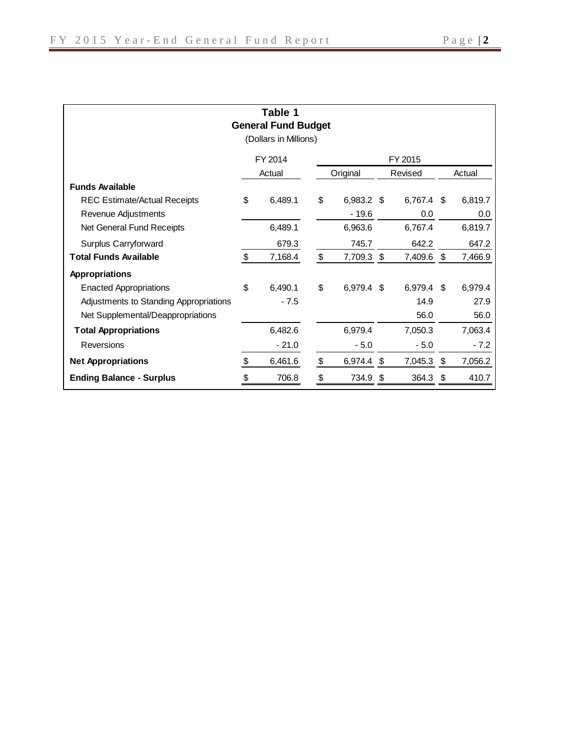**Table 1**
**General Fund Budget**
(Dollars in Millions)

| | FY 2014 | FY 2015 | | |
|---|---|---|---|---|
| | Actual | Original | Revised | Actual |
| **Funds Available** | | | | |
| REC Estimate/Actual Receipts | $ 6,489.1 | $ 6,983.2 | $ 6,767.4 | $ 6,819.7 |
| Revenue Adjustments | | - 19.6 | 0.0 | 0.0 |
| Net General Fund Receipts | 6,489.1 | 6,963.6 | 6,767.4 | 6,819.7 |
| Surplus Carryforward | 679.3 | 745.7 | 642.2 | 647.2 |
| **Total Funds Available** | $ 7,168.4 | $ 7,709.3 | $ 7,409.6 | $ 7,466.9 |
| **Appropriations** | | | | |
| Enacted Appropriations | $ 6,490.1 | $ 6,979.4 | $ 6,979.4 | $ 6,979.4 |
| Adjustments to Standing Appropriations | - 7.5 | | 14.9 | 27.9 |
| Net Supplemental/Deappropriations | | | 56.0 | 56.0 |
| **Total Appropriations** | 6,482.6 | 6,979.4 | 7,050.3 | 7,063.4 |
| Reversions | - 21.0 | - 5.0 | - 5.0 | - 7.2 |
| **Net Appropriations** | $ 6,461.6 | $ 6,974.4 | $ 7,045.3 | $ 7,056.2 |
| **Ending Balance - Surplus** | $ 706.8 | $ 734.9 | $ 364.3 | $ 410.7 |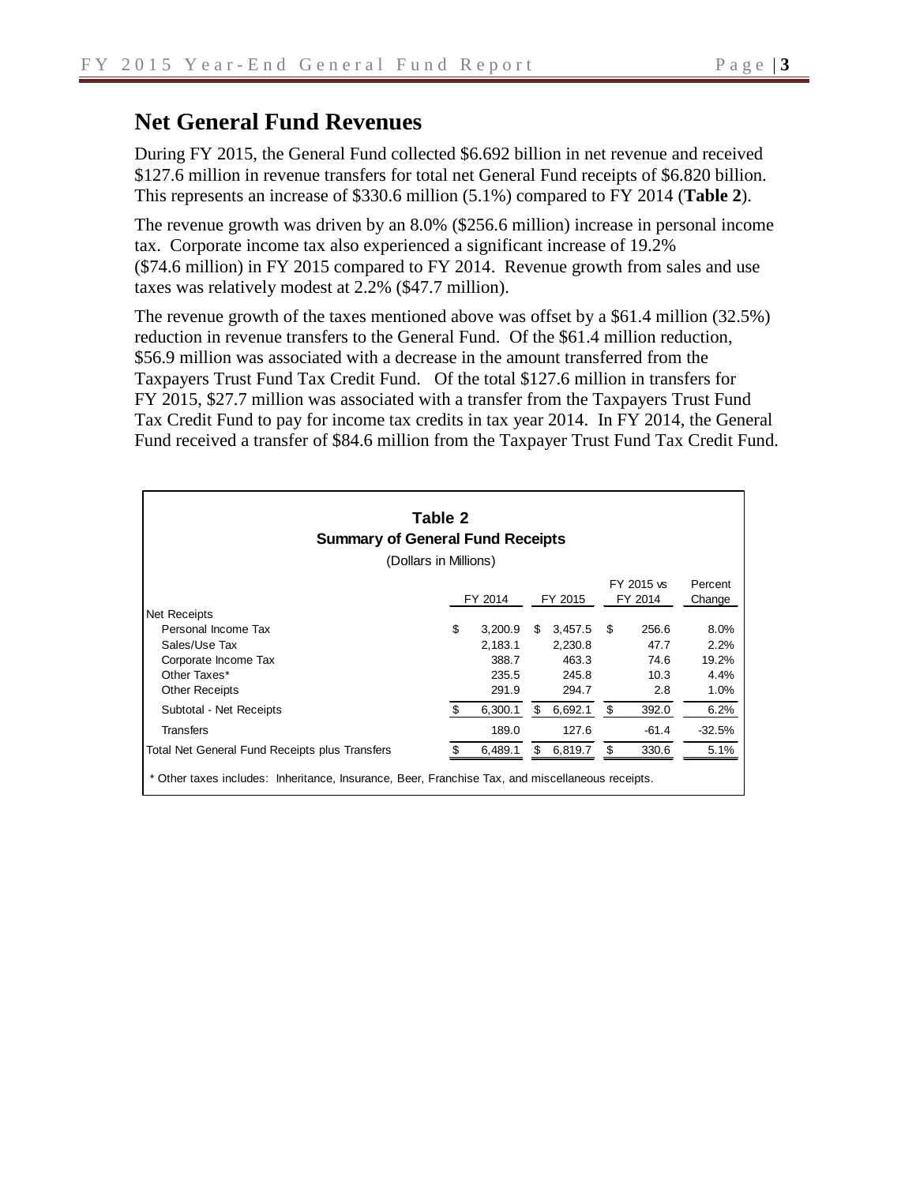## Net General Fund Revenues

During FY 2015, the General Fund collected $6.692 billion in net revenue and received $127.6 million in revenue transfers for total net General Fund receipts of $6.820 billion. This represents an increase of $330.6 million (5.1%) compared to FY 2014 (**Table 2**).

The revenue growth was driven by an 8.0% ($256.6 million) increase in personal income tax. Corporate income tax also experienced a significant increase of 19.2% ($74.6 million) in FY 2015 compared to FY 2014. Revenue growth from sales and use taxes was relatively modest at 2.2% ($47.7 million).

The revenue growth of the taxes mentioned above was offset by a $61.4 million (32.5%) reduction in revenue transfers to the General Fund. Of the $61.4 million reduction, $56.9 million was associated with a decrease in the amount transferred from the Taxpayers Trust Fund Tax Credit Fund. Of the total $127.6 million in transfers for FY 2015, $27.7 million was associated with a transfer from the Taxpayers Trust Fund Tax Credit Fund to pay for income tax credits in tax year 2014. In FY 2014, the General Fund received a transfer of $84.6 million from the Taxpayer Trust Fund Tax Credit Fund.

**Table 2**
**Summary of General Fund Receipts**
(Dollars in Millions)

| | FY 2014 | FY 2015 | FY 2015 vs FY 2014 | Percent Change |
|---|---|---|---|---|
| Net Receipts | | | | |
| Personal Income Tax | $ 3,200.9 | $ 3,457.5 | $ 256.6 | 8.0% |
| Sales/Use Tax | 2,183.1 | 2,230.8 | 47.7 | 2.2% |
| Corporate Income Tax | 388.7 | 463.3 | 74.6 | 19.2% |
| Other Taxes* | 235.5 | 245.8 | 10.3 | 4.4% |
| Other Receipts | 291.9 | 294.7 | 2.8 | 1.0% |
| Subtotal - Net Receipts | $ 6,300.1 | $ 6,692.1 | $ 392.0 | 6.2% |
| Transfers | 189.0 | 127.6 | -61.4 | -32.5% |
| Total Net General Fund Receipts plus Transfers | $ 6,489.1 | $ 6,819.7 | $ 330.6 | 5.1% |

\* Other taxes includes: Inheritance, Insurance, Beer, Franchise Tax, and miscellaneous receipts.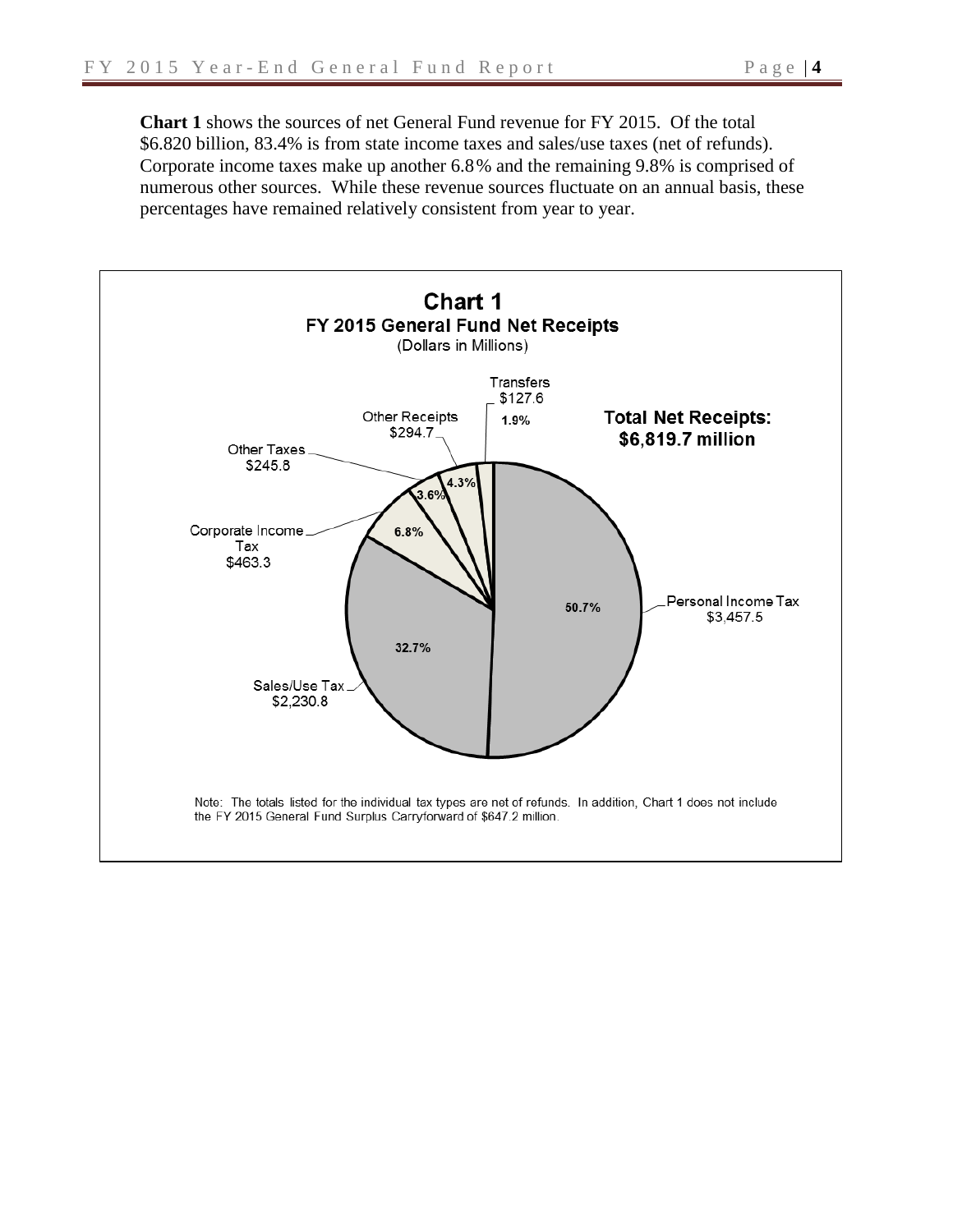**Chart 1** shows the sources of net General Fund revenue for FY 2015. Of the total $6.820 billion, 83.4% is from state income taxes and sales/use taxes (net of refunds). Corporate income taxes make up another 6.8% and the remaining 9.8% is comprised of numerous other sources. While these revenue sources fluctuate on an annual basis, these percentages have remained relatively consistent from year to year.

**Chart 1**
**FY 2015 General Fund Net Receipts**
(Dollars in Millions)

**Total Net Receipts: $6,819.7 million**

| Source | Amount | Percent |
|---|---|---|
| Personal Income Tax | $3,457.5 | 50.7% |
| Sales/Use Tax | $2,230.8 | 32.7% |
| Corporate Income Tax | $463.3 | 6.8% |
| Other Taxes | $245.8 | 3.6% |
| Other Receipts | $294.7 | 4.3% |
| Transfers | $127.6 | 1.9% |

Note: The totals listed for the individual tax types are net of refunds. In addition, Chart 1 does not include the FY 2015 General Fund Surplus Carryforward of $647.2 million.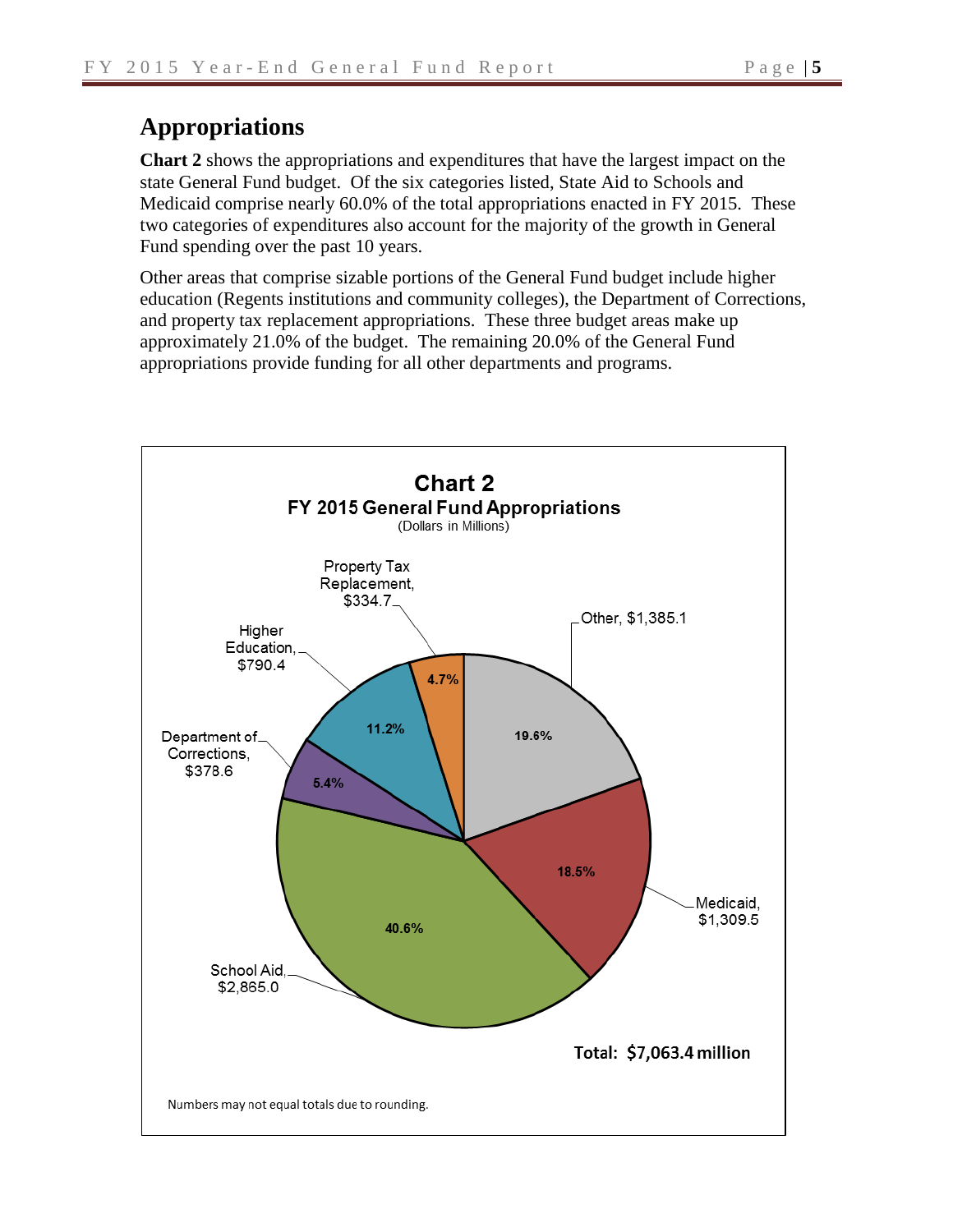## Appropriations

**Chart 2** shows the appropriations and expenditures that have the largest impact on the state General Fund budget. Of the six categories listed, State Aid to Schools and Medicaid comprise nearly 60.0% of the total appropriations enacted in FY 2015. These two categories of expenditures also account for the majority of the growth in General Fund spending over the past 10 years.

Other areas that comprise sizable portions of the General Fund budget include higher education (Regents institutions and community colleges), the Department of Corrections, and property tax replacement appropriations. These three budget areas make up approximately 21.0% of the budget. The remaining 20.0% of the General Fund appropriations provide funding for all other departments and programs.

**Chart 2**
**FY 2015 General Fund Appropriations**
(Dollars in Millions)

| Category | Amount | Percent |
|---|---|---|
| School Aid | $2,865.0 | 40.6% |
| Medicaid | $1,309.5 | 18.5% |
| Other | $1,385.1 | 19.6% |
| Property Tax Replacement | $334.7 | 4.7% |
| Higher Education | $790.4 | 11.2% |
| Department of Corrections | $378.6 | 5.4% |

**Total: $7,063.4 million**

Numbers may not equal totals due to rounding.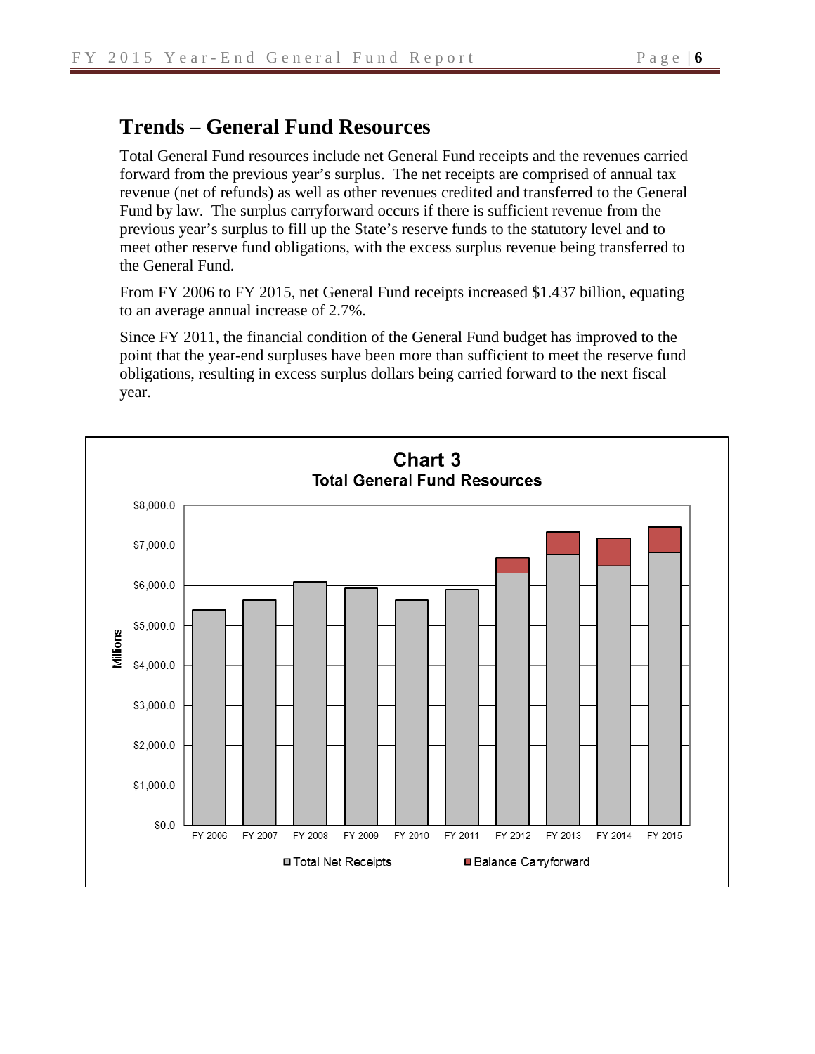## Trends – General Fund Resources

Total General Fund resources include net General Fund receipts and the revenues carried forward from the previous year's surplus. The net receipts are comprised of annual tax revenue (net of refunds) as well as other revenues credited and transferred to the General Fund by law. The surplus carryforward occurs if there is sufficient revenue from the previous year's surplus to fill up the State's reserve funds to the statutory level and to meet other reserve fund obligations, with the excess surplus revenue being transferred to the General Fund.

From FY 2006 to FY 2015, net General Fund receipts increased $1.437 billion, equating to an average annual increase of 2.7%.

Since FY 2011, the financial condition of the General Fund budget has improved to the point that the year-end surpluses have been more than sufficient to meet the reserve fund obligations, resulting in excess surplus dollars being carried forward to the next fiscal year.

**Chart 3**
**Total General Fund Resources**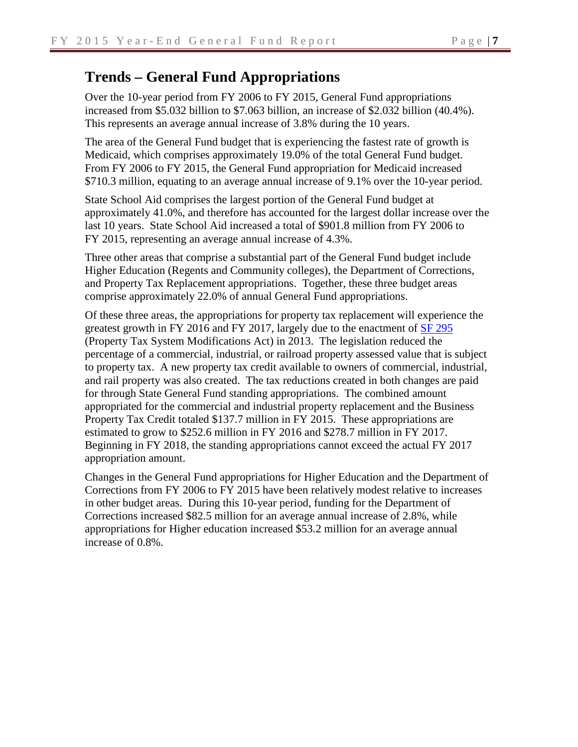## Trends – General Fund Appropriations

Over the 10-year period from FY 2006 to FY 2015, General Fund appropriations increased from $5.032 billion to $7.063 billion, an increase of $2.032 billion (40.4%). This represents an average annual increase of 3.8% during the 10 years.

The area of the General Fund budget that is experiencing the fastest rate of growth is Medicaid, which comprises approximately 19.0% of the total General Fund budget. From FY 2006 to FY 2015, the General Fund appropriation for Medicaid increased $710.3 million, equating to an average annual increase of 9.1% over the 10-year period.

State School Aid comprises the largest portion of the General Fund budget at approximately 41.0%, and therefore has accounted for the largest dollar increase over the last 10 years. State School Aid increased a total of $901.8 million from FY 2006 to FY 2015, representing an average annual increase of 4.3%.

Three other areas that comprise a substantial part of the General Fund budget include Higher Education (Regents and Community colleges), the Department of Corrections, and Property Tax Replacement appropriations. Together, these three budget areas comprise approximately 22.0% of annual General Fund appropriations.

Of these three areas, the appropriations for property tax replacement will experience the greatest growth in FY 2016 and FY 2017, largely due to the enactment of SF 295 (Property Tax System Modifications Act) in 2013. The legislation reduced the percentage of a commercial, industrial, or railroad property assessed value that is subject to property tax. A new property tax credit available to owners of commercial, industrial, and rail property was also created. The tax reductions created in both changes are paid for through State General Fund standing appropriations. The combined amount appropriated for the commercial and industrial property replacement and the Business Property Tax Credit totaled $137.7 million in FY 2015. These appropriations are estimated to grow to $252.6 million in FY 2016 and $278.7 million in FY 2017. Beginning in FY 2018, the standing appropriations cannot exceed the actual FY 2017 appropriation amount.

Changes in the General Fund appropriations for Higher Education and the Department of Corrections from FY 2006 to FY 2015 have been relatively modest relative to increases in other budget areas. During this 10-year period, funding for the Department of Corrections increased $82.5 million for an average annual increase of 2.8%, while appropriations for Higher education increased $53.2 million for an average annual increase of 0.8%.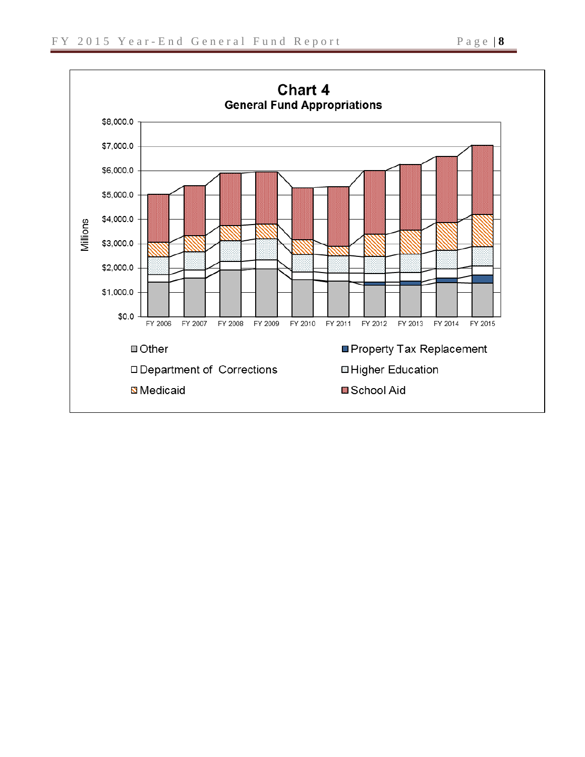**Chart 4**

**General Fund Appropriations**

Millions

$8,000.0
$7,000.0
$6,000.0
$5,000.0
$4,000.0
$3,000.0
$2,000.0
$1,000.0
$0.0

FY 2006 FY 2007 FY 2008 FY 2009 FY 2010 FY 2011 FY 2012 FY 2013 FY 2014 FY 2015

- Other
- Property Tax Replacement
- Department of Corrections
- Higher Education
- Medicaid
- School Aid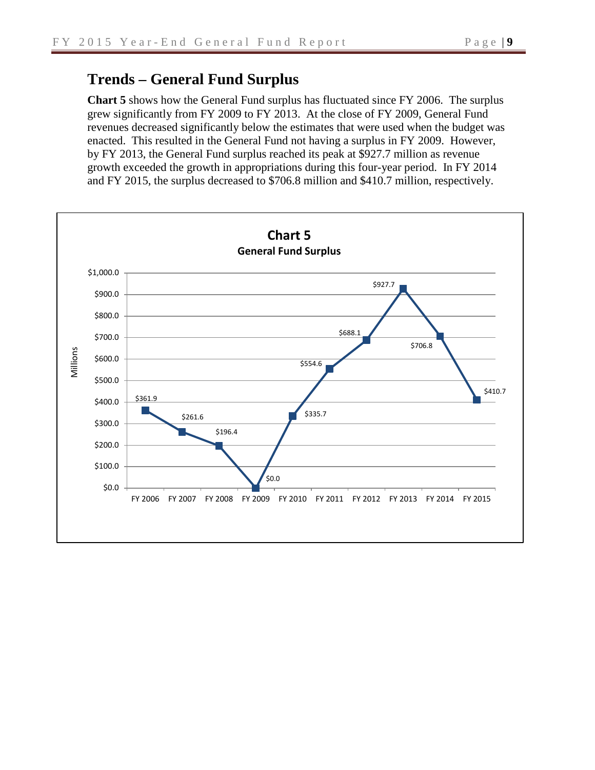## Trends – General Fund Surplus

**Chart 5** shows how the General Fund surplus has fluctuated since FY 2006. The surplus grew significantly from FY 2009 to FY 2013. At the close of FY 2009, General Fund revenues decreased significantly below the estimates that were used when the budget was enacted. This resulted in the General Fund not having a surplus in FY 2009. However, by FY 2013, the General Fund surplus reached its peak at $927.7 million as revenue growth exceeded the growth in appropriations during this four-year period. In FY 2014 and FY 2015, the surplus decreased to $706.8 million and $410.7 million, respectively.

**Chart 5**
**General Fund Surplus**

| Fiscal Year | Surplus (Millions) |
| --- | --- |
| FY 2006 | $361.9 |
| FY 2007 | $261.6 |
| FY 2008 | $196.4 |
| FY 2009 | $0.0 |
| FY 2010 | $335.7 |
| FY 2011 | $554.6 |
| FY 2012 | $688.1 |
| FY 2013 | $927.7 |
| FY 2014 | $706.8 |
| FY 2015 | $410.7 |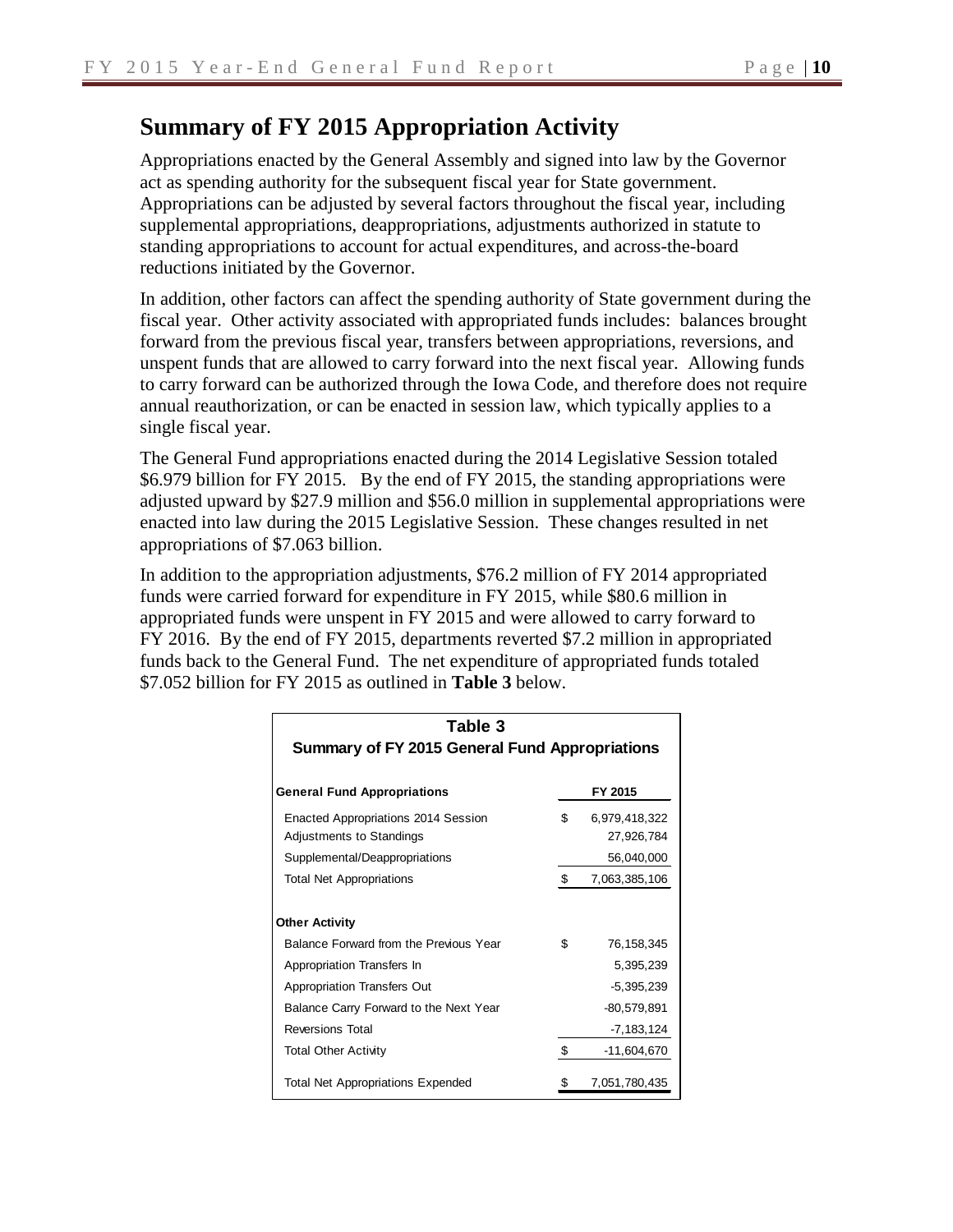## Summary of FY 2015 Appropriation Activity

Appropriations enacted by the General Assembly and signed into law by the Governor act as spending authority for the subsequent fiscal year for State government. Appropriations can be adjusted by several factors throughout the fiscal year, including supplemental appropriations, deappropriations, adjustments authorized in statute to standing appropriations to account for actual expenditures, and across-the-board reductions initiated by the Governor.

In addition, other factors can affect the spending authority of State government during the fiscal year. Other activity associated with appropriated funds includes: balances brought forward from the previous fiscal year, transfers between appropriations, reversions, and unspent funds that are allowed to carry forward into the next fiscal year. Allowing funds to carry forward can be authorized through the Iowa Code, and therefore does not require annual reauthorization, or can be enacted in session law, which typically applies to a single fiscal year.

The General Fund appropriations enacted during the 2014 Legislative Session totaled $6.979 billion for FY 2015. By the end of FY 2015, the standing appropriations were adjusted upward by $27.9 million and $56.0 million in supplemental appropriations were enacted into law during the 2015 Legislative Session. These changes resulted in net appropriations of $7.063 billion.

In addition to the appropriation adjustments, $76.2 million of FY 2014 appropriated funds were carried forward for expenditure in FY 2015, while $80.6 million in appropriated funds were unspent in FY 2015 and were allowed to carry forward to FY 2016. By the end of FY 2015, departments reverted $7.2 million in appropriated funds back to the General Fund. The net expenditure of appropriated funds totaled $7.052 billion for FY 2015 as outlined in **Table 3** below.

**Table 3**
**Summary of FY 2015 General Fund Appropriations**

| General Fund Appropriations | FY 2015 |
|---|---|
| Enacted Appropriations 2014 Session | $ 6,979,418,322 |
| Adjustments to Standings | 27,926,784 |
| Supplemental/Deappropriations | 56,040,000 |
| Total Net Appropriations | $ 7,063,385,106 |
| **Other Activity** | |
| Balance Forward from the Previous Year | $ 76,158,345 |
| Appropriation Transfers In | 5,395,239 |
| Appropriation Transfers Out | -5,395,239 |
| Balance Carry Forward to the Next Year | -80,579,891 |
| Reversions Total | -7,183,124 |
| Total Other Activity | $ -11,604,670 |
| Total Net Appropriations Expended | $ 7,051,780,435 |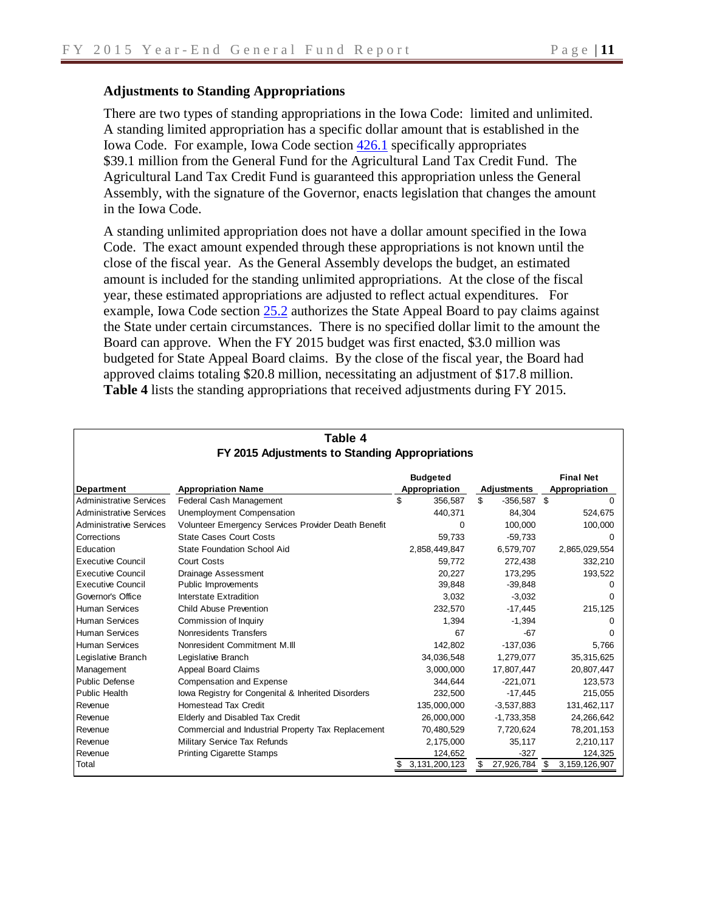## Adjustments to Standing Appropriations

There are two types of standing appropriations in the Iowa Code: limited and unlimited. A standing limited appropriation has a specific dollar amount that is established in the Iowa Code. For example, Iowa Code section 426.1 specifically appropriates $39.1 million from the General Fund for the Agricultural Land Tax Credit Fund. The Agricultural Land Tax Credit Fund is guaranteed this appropriation unless the General Assembly, with the signature of the Governor, enacts legislation that changes the amount in the Iowa Code.

A standing unlimited appropriation does not have a dollar amount specified in the Iowa Code. The exact amount expended through these appropriations is not known until the close of the fiscal year. As the General Assembly develops the budget, an estimated amount is included for the standing unlimited appropriations. At the close of the fiscal year, these estimated appropriations are adjusted to reflect actual expenditures. For example, Iowa Code section 25.2 authorizes the State Appeal Board to pay claims against the State under certain circumstances. There is no specified dollar limit to the amount the Board can approve. When the FY 2015 budget was first enacted, $3.0 million was budgeted for State Appeal Board claims. By the close of the fiscal year, the Board had approved claims totaling $20.8 million, necessitating an adjustment of $17.8 million. **Table 4** lists the standing appropriations that received adjustments during FY 2015.

**Table 4**
**FY 2015 Adjustments to Standing Appropriations**

| Department | Appropriation Name | Budgeted Appropriation | Adjustments | Final Net Appropriation |
|---|---|---|---|---|
| Administrative Services | Federal Cash Management | $ 356,587 | $ -356,587 | $ 0 |
| Administrative Services | Unemployment Compensation | 440,371 | 84,304 | 524,675 |
| Administrative Services | Volunteer Emergency Services Provider Death Benefit | 0 | 100,000 | 100,000 |
| Corrections | State Cases Court Costs | 59,733 | -59,733 | 0 |
| Education | State Foundation School Aid | 2,858,449,847 | 6,579,707 | 2,865,029,554 |
| Executive Council | Court Costs | 59,772 | 272,438 | 332,210 |
| Executive Council | Drainage Assessment | 20,227 | 173,295 | 193,522 |
| Executive Council | Public Improvements | 39,848 | -39,848 | 0 |
| Governor's Office | Interstate Extradition | 3,032 | -3,032 | 0 |
| Human Services | Child Abuse Prevention | 232,570 | -17,445 | 215,125 |
| Human Services | Commission of Inquiry | 1,394 | -1,394 | 0 |
| Human Services | Nonresidents Transfers | 67 | -67 | 0 |
| Human Services | Nonresident Commitment M.Ill | 142,802 | -137,036 | 5,766 |
| Legislative Branch | Legislative Branch | 34,036,548 | 1,279,077 | 35,315,625 |
| Management | Appeal Board Claims | 3,000,000 | 17,807,447 | 20,807,447 |
| Public Defense | Compensation and Expense | 344,644 | -221,071 | 123,573 |
| Public Health | Iowa Registry for Congenital & Inherited Disorders | 232,500 | -17,445 | 215,055 |
| Revenue | Homestead Tax Credit | 135,000,000 | -3,537,883 | 131,462,117 |
| Revenue | Elderly and Disabled Tax Credit | 26,000,000 | -1,733,358 | 24,266,642 |
| Revenue | Commercial and Industrial Property Tax Replacement | 70,480,529 | 7,720,624 | 78,201,153 |
| Revenue | Military Service Tax Refunds | 2,175,000 | 35,117 | 2,210,117 |
| Revenue | Printing Cigarette Stamps | 124,652 | -327 | 124,325 |
| Total | | $ 3,131,200,123 | $ 27,926,784 | $ 3,159,126,907 |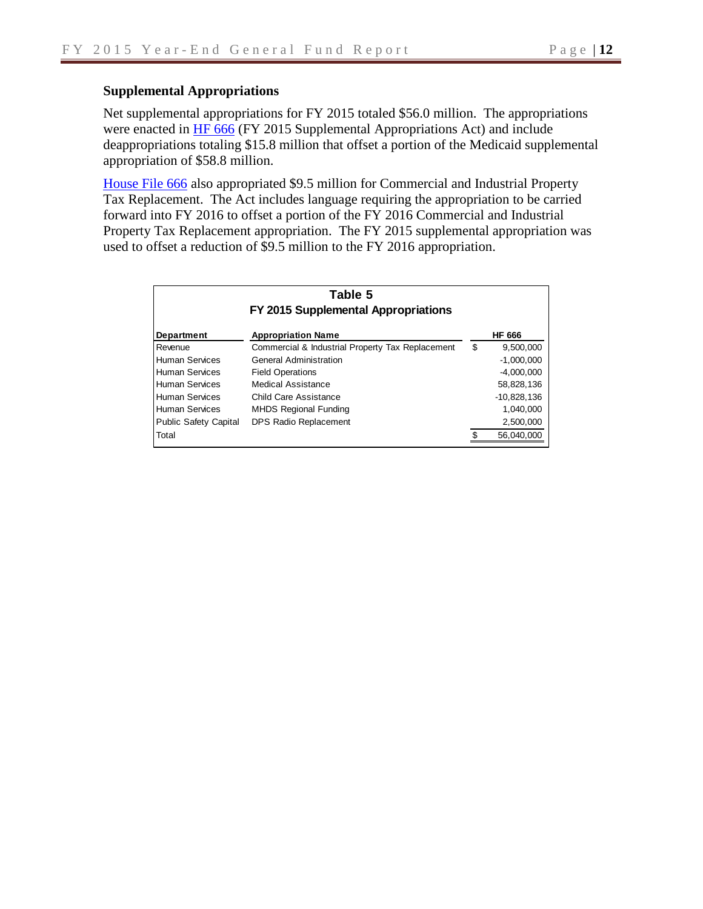## Supplemental Appropriations

Net supplemental appropriations for FY 2015 totaled \$56.0 million. The appropriations were enacted in HF 666 (FY 2015 Supplemental Appropriations Act) and include deappropriations totaling \$15.8 million that offset a portion of the Medicaid supplemental appropriation of \$58.8 million.

House File 666 also appropriated \$9.5 million for Commercial and Industrial Property Tax Replacement. The Act includes language requiring the appropriation to be carried forward into FY 2016 to offset a portion of the FY 2016 Commercial and Industrial Property Tax Replacement appropriation. The FY 2015 supplemental appropriation was used to offset a reduction of \$9.5 million to the FY 2016 appropriation.

**Table 5**
**FY 2015 Supplemental Appropriations**

| Department | Appropriation Name | HF 666 |
|---|---|---|
| Revenue | Commercial & Industrial Property Tax Replacement | $ 9,500,000 |
| Human Services | General Administration | -1,000,000 |
| Human Services | Field Operations | -4,000,000 |
| Human Services | Medical Assistance | 58,828,136 |
| Human Services | Child Care Assistance | -10,828,136 |
| Human Services | MHDS Regional Funding | 1,040,000 |
| Public Safety Capital | DPS Radio Replacement | 2,500,000 |
| Total | | $ 56,040,000 |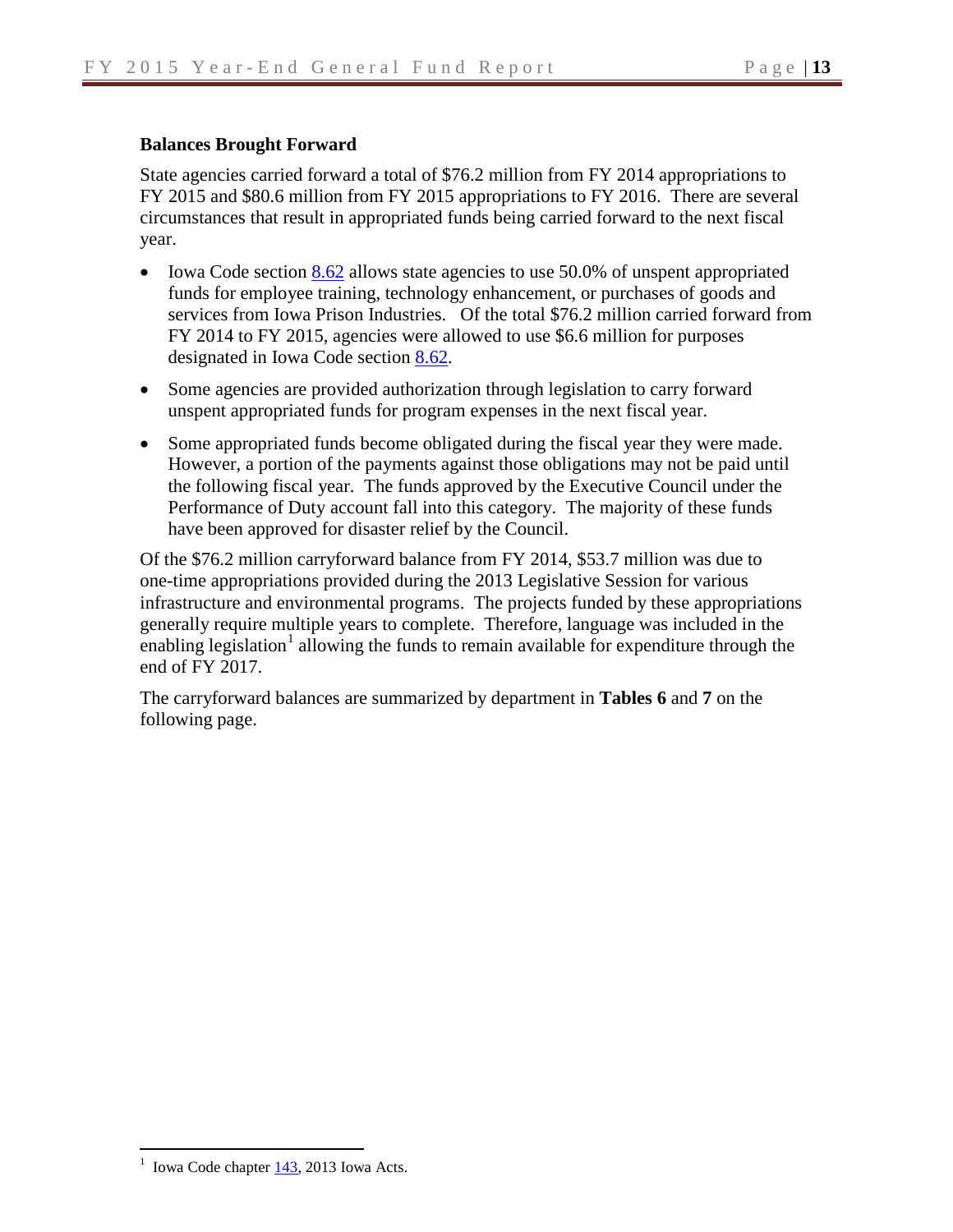## Balances Brought Forward

State agencies carried forward a total of $76.2 million from FY 2014 appropriations to FY 2015 and $80.6 million from FY 2015 appropriations to FY 2016. There are several circumstances that result in appropriated funds being carried forward to the next fiscal year.

- Iowa Code section 8.62 allows state agencies to use 50.0% of unspent appropriated funds for employee training, technology enhancement, or purchases of goods and services from Iowa Prison Industries. Of the total $76.2 million carried forward from FY 2014 to FY 2015, agencies were allowed to use $6.6 million for purposes designated in Iowa Code section 8.62.
- Some agencies are provided authorization through legislation to carry forward unspent appropriated funds for program expenses in the next fiscal year.
- Some appropriated funds become obligated during the fiscal year they were made. However, a portion of the payments against those obligations may not be paid until the following fiscal year. The funds approved by the Executive Council under the Performance of Duty account fall into this category. The majority of these funds have been approved for disaster relief by the Council.

Of the $76.2 million carryforward balance from FY 2014, $53.7 million was due to one-time appropriations provided during the 2013 Legislative Session for various infrastructure and environmental programs. The projects funded by these appropriations generally require multiple years to complete. Therefore, language was included in the enabling legislation[1] allowing the funds to remain available for expenditure through the end of FY 2017.

The carryforward balances are summarized by department in **Tables 6** and **7** on the following page.

---

[1] Iowa Code chapter 143, 2013 Iowa Acts.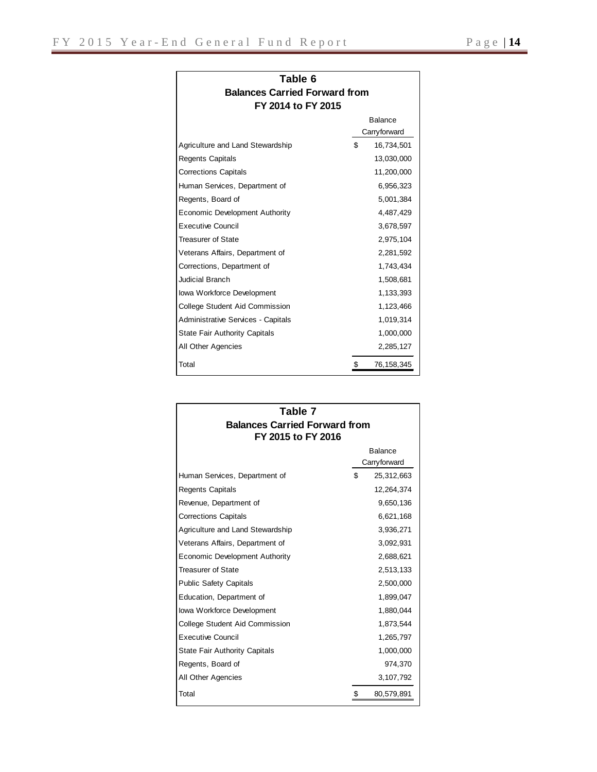**Table 6**
**Balances Carried Forward from FY 2014 to FY 2015**

| | Balance Carryforward |
|---|---|
| Agriculture and Land Stewardship | $ 16,734,501 |
| Regents Capitals | 13,030,000 |
| Corrections Capitals | 11,200,000 |
| Human Services, Department of | 6,956,323 |
| Regents, Board of | 5,001,384 |
| Economic Development Authority | 4,487,429 |
| Executive Council | 3,678,597 |
| Treasurer of State | 2,975,104 |
| Veterans Affairs, Department of | 2,281,592 |
| Corrections, Department of | 1,743,434 |
| Judicial Branch | 1,508,681 |
| Iowa Workforce Development | 1,133,393 |
| College Student Aid Commission | 1,123,466 |
| Administrative Services - Capitals | 1,019,314 |
| State Fair Authority Capitals | 1,000,000 |
| All Other Agencies | 2,285,127 |
| Total | $ 76,158,345 |

**Table 7**
**Balances Carried Forward from FY 2015 to FY 2016**

| | Balance Carryforward |
|---|---|
| Human Services, Department of | $ 25,312,663 |
| Regents Capitals | 12,264,374 |
| Revenue, Department of | 9,650,136 |
| Corrections Capitals | 6,621,168 |
| Agriculture and Land Stewardship | 3,936,271 |
| Veterans Affairs, Department of | 3,092,931 |
| Economic Development Authority | 2,688,621 |
| Treasurer of State | 2,513,133 |
| Public Safety Capitals | 2,500,000 |
| Education, Department of | 1,899,047 |
| Iowa Workforce Development | 1,880,044 |
| College Student Aid Commission | 1,873,544 |
| Executive Council | 1,265,797 |
| State Fair Authority Capitals | 1,000,000 |
| Regents, Board of | 974,370 |
| All Other Agencies | 3,107,792 |
| Total | $ 80,579,891 |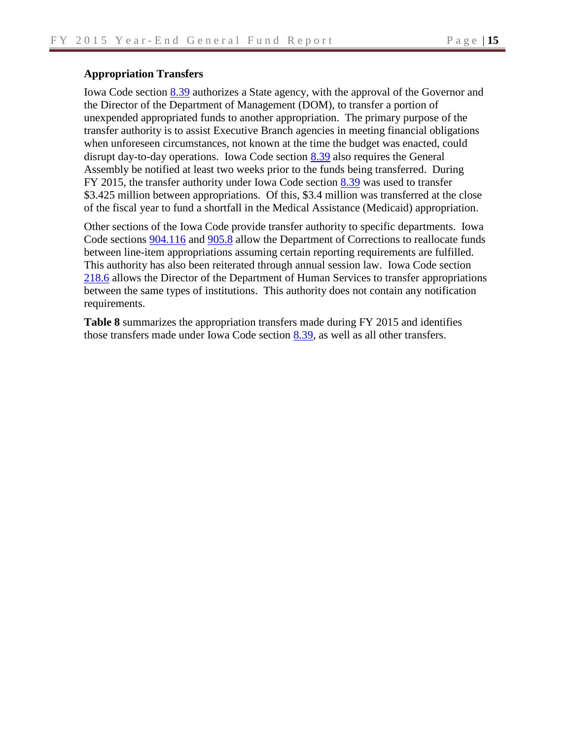## Appropriation Transfers

Iowa Code section 8.39 authorizes a State agency, with the approval of the Governor and the Director of the Department of Management (DOM), to transfer a portion of unexpended appropriated funds to another appropriation. The primary purpose of the transfer authority is to assist Executive Branch agencies in meeting financial obligations when unforeseen circumstances, not known at the time the budget was enacted, could disrupt day-to-day operations. Iowa Code section 8.39 also requires the General Assembly be notified at least two weeks prior to the funds being transferred. During FY 2015, the transfer authority under Iowa Code section 8.39 was used to transfer $3.425 million between appropriations. Of this, $3.4 million was transferred at the close of the fiscal year to fund a shortfall in the Medical Assistance (Medicaid) appropriation.

Other sections of the Iowa Code provide transfer authority to specific departments. Iowa Code sections 904.116 and 905.8 allow the Department of Corrections to reallocate funds between line-item appropriations assuming certain reporting requirements are fulfilled. This authority has also been reiterated through annual session law. Iowa Code section 218.6 allows the Director of the Department of Human Services to transfer appropriations between the same types of institutions. This authority does not contain any notification requirements.

**Table 8** summarizes the appropriation transfers made during FY 2015 and identifies those transfers made under Iowa Code section 8.39, as well as all other transfers.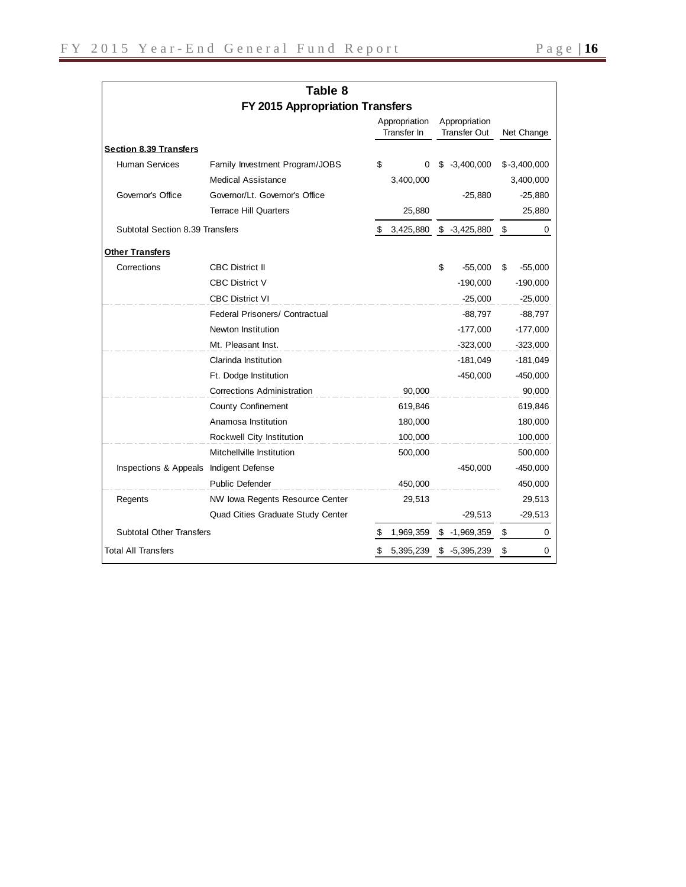**Table 8**

**FY 2015 Appropriation Transfers**

| | | Appropriation Transfer In | Appropriation Transfer Out | Net Change |
|---|---|---|---|---|
| **Section 8.39 Transfers** | | | | |
| Human Services | Family Investment Program/JOBS | $ 0 | $ -3,400,000 | $ -3,400,000 |
| | Medical Assistance | 3,400,000 | | 3,400,000 |
| Governor's Office | Governor/Lt. Governor's Office | | -25,880 | -25,880 |
| | Terrace Hill Quarters | 25,880 | | 25,880 |
| Subtotal Section 8.39 Transfers | | $ 3,425,880 | $ -3,425,880 | $ 0 |
| **Other Transfers** | | | | |
| Corrections | CBC District II | | $ -55,000 | $ -55,000 |
| | CBC District V | | -190,000 | -190,000 |
| | CBC District VI | | -25,000 | -25,000 |
| | Federal Prisoners/ Contractual | | -88,797 | -88,797 |
| | Newton Institution | | -177,000 | -177,000 |
| | Mt. Pleasant Inst. | | -323,000 | -323,000 |
| | Clarinda Institution | | -181,049 | -181,049 |
| | Ft. Dodge Institution | | -450,000 | -450,000 |
| | Corrections Administration | 90,000 | | 90,000 |
| | County Confinement | 619,846 | | 619,846 |
| | Anamosa Institution | 180,000 | | 180,000 |
| | Rockwell City Institution | 100,000 | | 100,000 |
| | Mitchellville Institution | 500,000 | | 500,000 |
| Inspections & Appeals | Indigent Defense | | -450,000 | -450,000 |
| | Public Defender | 450,000 | | 450,000 |
| Regents | NW Iowa Regents Resource Center | 29,513 | | 29,513 |
| | Quad Cities Graduate Study Center | | -29,513 | -29,513 |
| Subtotal Other Transfers | | $ 1,969,359 | $ -1,969,359 | $ 0 |
| Total All Transfers | | $ 5,395,239 | $ -5,395,239 | $ 0 |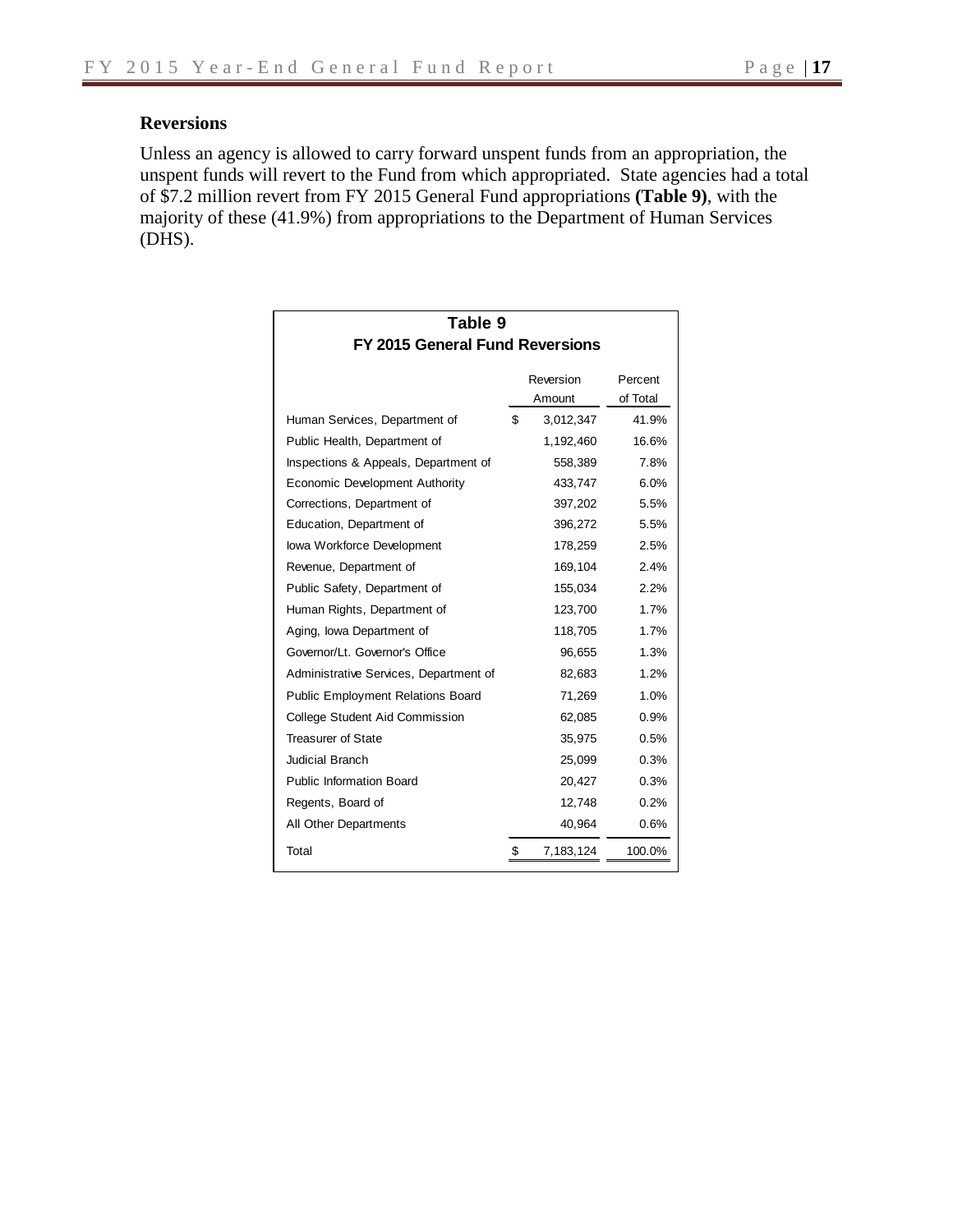## Reversions

Unless an agency is allowed to carry forward unspent funds from an appropriation, the unspent funds will revert to the Fund from which appropriated. State agencies had a total of $7.2 million revert from FY 2015 General Fund appropriations **(Table 9)**, with the majority of these (41.9%) from appropriations to the Department of Human Services (DHS).

**Table 9**
**FY 2015 General Fund Reversions**

| | Reversion Amount | Percent of Total |
|---|---|---|
| Human Services, Department of | $ 3,012,347 | 41.9% |
| Public Health, Department of | 1,192,460 | 16.6% |
| Inspections & Appeals, Department of | 558,389 | 7.8% |
| Economic Development Authority | 433,747 | 6.0% |
| Corrections, Department of | 397,202 | 5.5% |
| Education, Department of | 396,272 | 5.5% |
| Iowa Workforce Development | 178,259 | 2.5% |
| Revenue, Department of | 169,104 | 2.4% |
| Public Safety, Department of | 155,034 | 2.2% |
| Human Rights, Department of | 123,700 | 1.7% |
| Aging, Iowa Department of | 118,705 | 1.7% |
| Governor/Lt. Governor's Office | 96,655 | 1.3% |
| Administrative Services, Department of | 82,683 | 1.2% |
| Public Employment Relations Board | 71,269 | 1.0% |
| College Student Aid Commission | 62,085 | 0.9% |
| Treasurer of State | 35,975 | 0.5% |
| Judicial Branch | 25,099 | 0.3% |
| Public Information Board | 20,427 | 0.3% |
| Regents, Board of | 12,748 | 0.2% |
| All Other Departments | 40,964 | 0.6% |
| Total | $ 7,183,124 | 100.0% |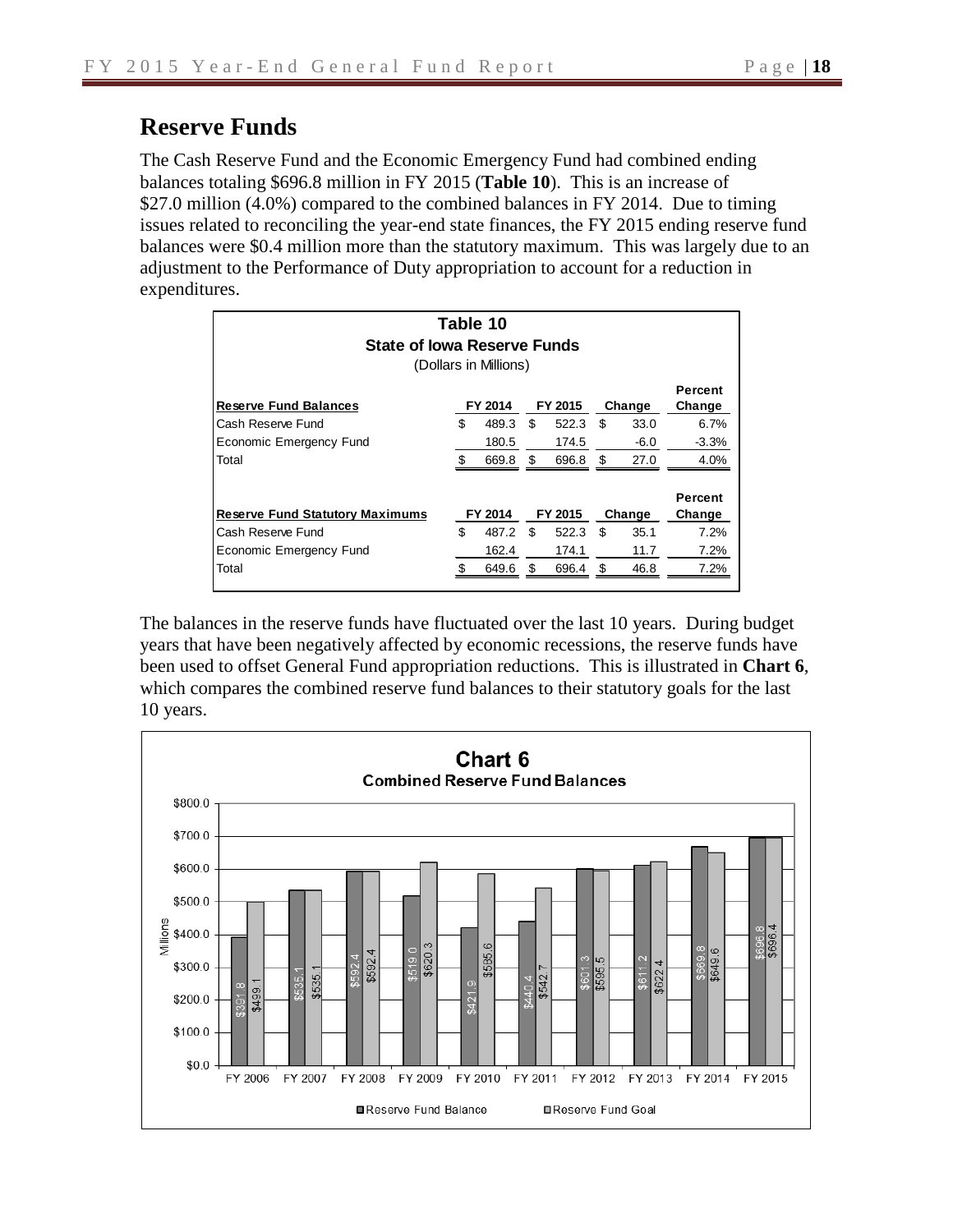## Reserve Funds

The Cash Reserve Fund and the Economic Emergency Fund had combined ending balances totaling $696.8 million in FY 2015 (**Table 10**). This is an increase of $27.0 million (4.0%) compared to the combined balances in FY 2014. Due to timing issues related to reconciling the year-end state finances, the FY 2015 ending reserve fund balances were $0.4 million more than the statutory maximum. This was largely due to an adjustment to the Performance of Duty appropriation to account for a reduction in expenditures.

**Table 10**
**State of Iowa Reserve Funds**
(Dollars in Millions)

| Reserve Fund Balances | FY 2014 | FY 2015 | Change | Percent Change |
|---|---|---|---|---|
| Cash Reserve Fund | $ 489.3 | $ 522.3 | $ 33.0 | 6.7% |
| Economic Emergency Fund | 180.5 | 174.5 | -6.0 | -3.3% |
| Total | $ 669.8 | $ 696.8 | $ 27.0 | 4.0% |

| Reserve Fund Statutory Maximums | FY 2014 | FY 2015 | Change | Percent Change |
|---|---|---|---|---|
| Cash Reserve Fund | $ 487.2 | $ 522.3 | $ 35.1 | 7.2% |
| Economic Emergency Fund | 162.4 | 174.1 | 11.7 | 7.2% |
| Total | $ 649.6 | $ 696.4 | $ 46.8 | 7.2% |

The balances in the reserve funds have fluctuated over the last 10 years. During budget years that have been negatively affected by economic recessions, the reserve funds have been used to offset General Fund appropriation reductions. This is illustrated in **Chart 6**, which compares the combined reserve fund balances to their statutory goals for the last 10 years.

**Chart 6**
**Combined Reserve Fund Balances**

| Fiscal Year | Reserve Fund Balance | Reserve Fund Goal |
|---|---|---|
| FY 2006 | $391.8 | $499.1 |
| FY 2007 | $535.1 | $535.1 |
| FY 2008 | $592.4 | $592.4 |
| FY 2009 | $519.0 | $620.3 |
| FY 2010 | $421.9 | $585.6 |
| FY 2011 | $440.4 | $542.7 |
| FY 2012 | $601.3 | $595.5 |
| FY 2013 | $611.2 | $622.4 |
| FY 2014 | $669.8 | $649.6 |
| FY 2015 | $696.8 | $696.4 |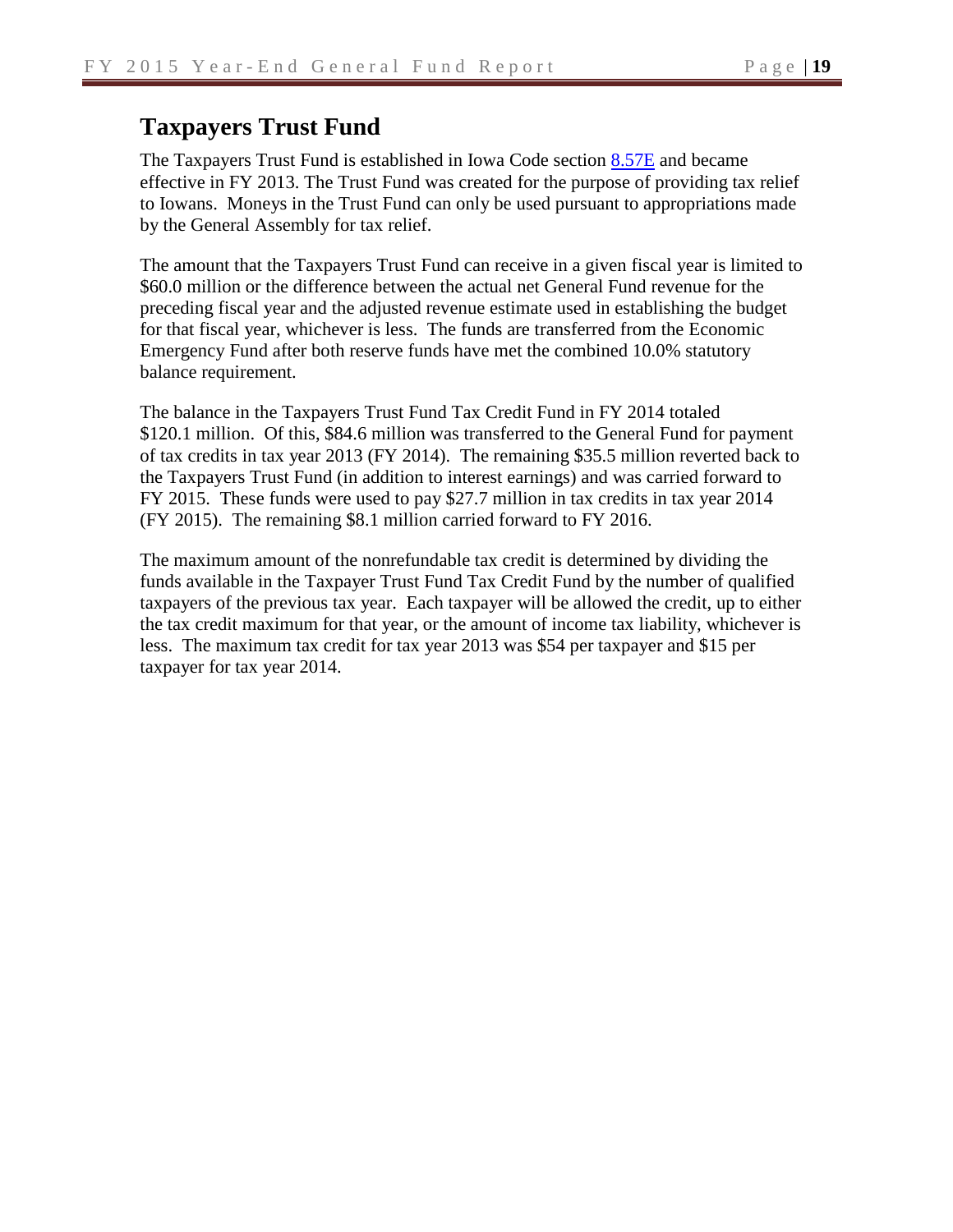## Taxpayers Trust Fund

The Taxpayers Trust Fund is established in Iowa Code section [8.57E](https://www.legis.iowa.gov/docs/code/8.57E.pdf) and became effective in FY 2013. The Trust Fund was created for the purpose of providing tax relief to Iowans. Moneys in the Trust Fund can only be used pursuant to appropriations made by the General Assembly for tax relief.

The amount that the Taxpayers Trust Fund can receive in a given fiscal year is limited to $60.0 million or the difference between the actual net General Fund revenue for the preceding fiscal year and the adjusted revenue estimate used in establishing the budget for that fiscal year, whichever is less. The funds are transferred from the Economic Emergency Fund after both reserve funds have met the combined 10.0% statutory balance requirement.

The balance in the Taxpayers Trust Fund Tax Credit Fund in FY 2014 totaled $120.1 million. Of this, $84.6 million was transferred to the General Fund for payment of tax credits in tax year 2013 (FY 2014). The remaining $35.5 million reverted back to the Taxpayers Trust Fund (in addition to interest earnings) and was carried forward to FY 2015. These funds were used to pay $27.7 million in tax credits in tax year 2014 (FY 2015). The remaining $8.1 million carried forward to FY 2016.

The maximum amount of the nonrefundable tax credit is determined by dividing the funds available in the Taxpayer Trust Fund Tax Credit Fund by the number of qualified taxpayers of the previous tax year. Each taxpayer will be allowed the credit, up to either the tax credit maximum for that year, or the amount of income tax liability, whichever is less. The maximum tax credit for tax year 2013 was $54 per taxpayer and $15 per taxpayer for tax year 2014.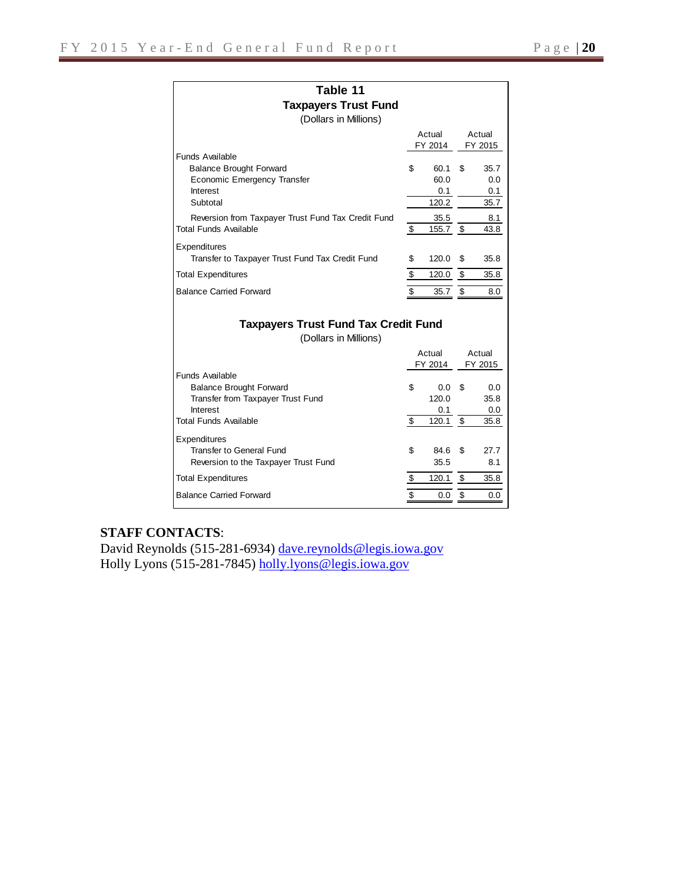**Table 11**

**Taxpayers Trust Fund**

(Dollars in Millions)

| | Actual FY 2014 | Actual FY 2015 |
|---|---|---|
| Funds Available | | |
| Balance Brought Forward | $ 60.1 | $ 35.7 |
| Economic Emergency Transfer | 60.0 | 0.0 |
| Interest | 0.1 | 0.1 |
| Subtotal | 120.2 | 35.7 |
| Reversion from Taxpayer Trust Fund Tax Credit Fund | 35.5 | 8.1 |
| Total Funds Available | $ 155.7 | $ 43.8 |
| Expenditures | | |
| Transfer to Taxpayer Trust Fund Tax Credit Fund | $ 120.0 | $ 35.8 |
| Total Expenditures | $ 120.0 | $ 35.8 |
| Balance Carried Forward | $ 35.7 | $ 8.0 |

**Taxpayers Trust Fund Tax Credit Fund**

(Dollars in Millions)

| | Actual FY 2014 | Actual FY 2015 |
|---|---|---|
| Funds Available | | |
| Balance Brought Forward | $ 0.0 | $ 0.0 |
| Transfer from Taxpayer Trust Fund | 120.0 | 35.8 |
| Interest | 0.1 | 0.0 |
| Total Funds Available | $ 120.1 | $ 35.8 |
| Expenditures | | |
| Transfer to General Fund | $ 84.6 | $ 27.7 |
| Reversion to the Taxpayer Trust Fund | 35.5 | 8.1 |
| Total Expenditures | $ 120.1 | $ 35.8 |
| Balance Carried Forward | $ 0.0 | $ 0.0 |

**STAFF CONTACTS**:

David Reynolds (515-281-6934) dave.reynolds@legis.iowa.gov

Holly Lyons (515-281-7845) holly.lyons@legis.iowa.gov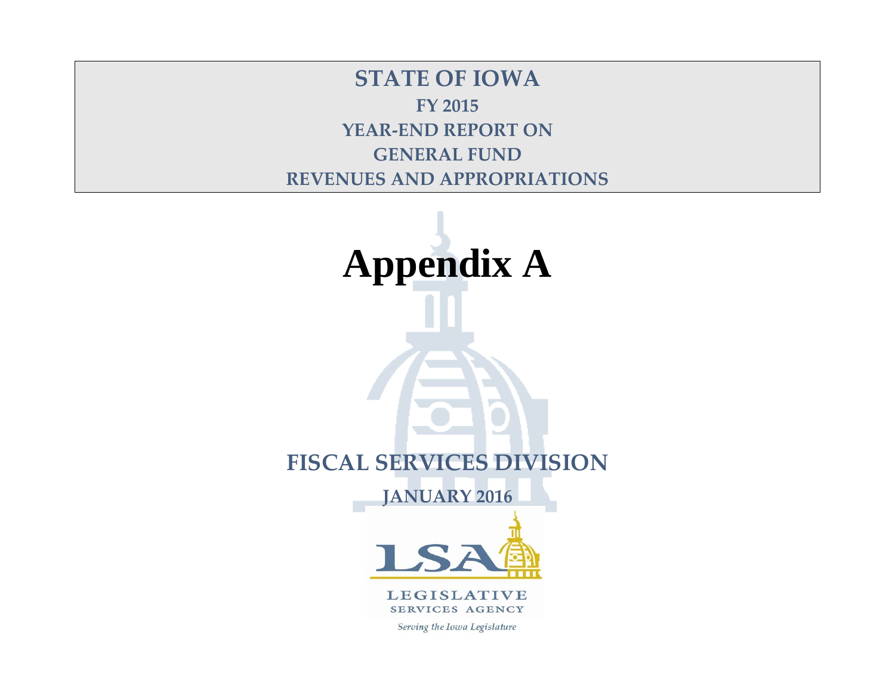# STATE OF IOWA

## FY 2015

## YEAR-END REPORT ON

## GENERAL FUND

## REVENUES AND APPROPRIATIONS

# Appendix A

## FISCAL SERVICES DIVISION

**JANUARY 2016**

LSA

LEGISLATIVE SERVICES AGENCY

*Serving the Iowa Legislature*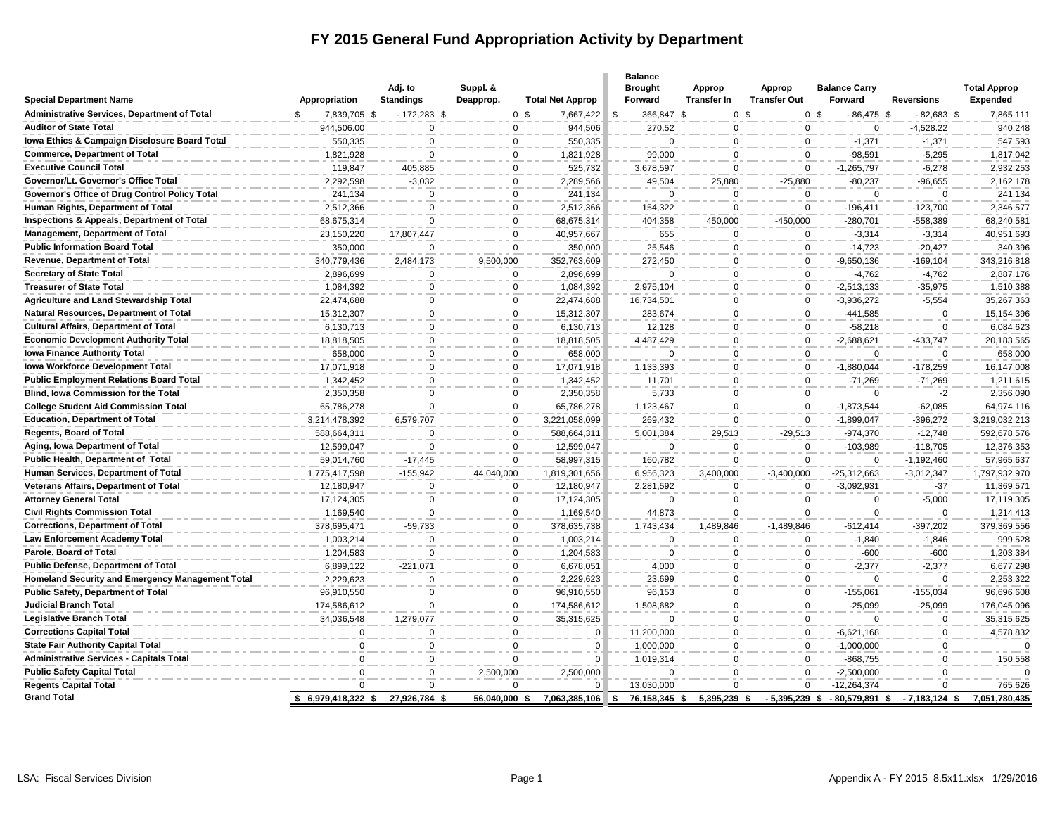# FY 2015 General Fund Appropriation Activity by Department

| Special Department Name | Appropriation | Adj. to Standings | Suppl. & Deapprop. | Total Net Approp | Balance Brought Forward | Approp Transfer In | Approp Transfer Out | Balance Carry Forward | Reversions | Total Approp Expended |
|---|---|---|---|---|---|---|---|---|---|---|
| Administrative Services, Department of Total | $ 7,839,705 | $ - 172,283 | $ 0 | $ 7,667,422 | $ 366,847 | $ 0 | $ 0 | $ - 86,475 | $ - 82,683 | $ 7,865,111 |
| Auditor of State Total | 944,506.00 | 0 | 0 | 944,506 | 270.52 | 0 | 0 | 0 | -4,528.22 | 940,248 |
| Iowa Ethics & Campaign Disclosure Board Total | 550,335 | 0 | 0 | 550,335 | 0 | 0 | 0 | -1,371 | -1,371 | 547,593 |
| Commerce, Department of Total | 1,821,928 | 0 | 0 | 1,821,928 | 99,000 | 0 | 0 | -98,591 | -5,295 | 1,817,042 |
| Executive Council Total | 119,847 | 405,885 | 0 | 525,732 | 3,678,597 | 0 | 0 | -1,265,797 | -6,278 | 2,932,253 |
| Governor/Lt. Governor's Office Total | 2,292,598 | -3,032 | 0 | 2,289,566 | 49,504 | 25,880 | -25,880 | -80,237 | -96,655 | 2,162,178 |
| Governor's Office of Drug Control Policy Total | 241,134 | 0 | 0 | 241,134 | 0 | 0 | 0 | 0 | 0 | 241,134 |
| Human Rights, Department of Total | 2,512,366 | 0 | 0 | 2,512,366 | 154,322 | 0 | 0 | -196,411 | -123,700 | 2,346,577 |
| Inspections & Appeals, Department of Total | 68,675,314 | 0 | 0 | 68,675,314 | 404,358 | 450,000 | -450,000 | -280,701 | -558,389 | 68,240,581 |
| Management, Department of Total | 23,150,220 | 17,807,447 | 0 | 40,957,667 | 655 | 0 | 0 | -3,314 | -3,314 | 40,951,693 |
| Public Information Board Total | 350,000 | 0 | 0 | 350,000 | 25,546 | 0 | 0 | -14,723 | -20,427 | 340,396 |
| Revenue, Department of Total | 340,779,436 | 2,484,173 | 9,500,000 | 352,763,609 | 272,450 | 0 | 0 | -9,650,136 | -169,104 | 343,216,818 |
| Secretary of State Total | 2,896,699 | 0 | 0 | 2,896,699 | 0 | 0 | 0 | -4,762 | -4,762 | 2,887,176 |
| Treasurer of State Total | 1,084,392 | 0 | 0 | 1,084,392 | 2,975,104 | 0 | 0 | -2,513,133 | -35,975 | 1,510,388 |
| Agriculture and Land Stewardship Total | 22,474,688 | 0 | 0 | 22,474,688 | 16,734,501 | 0 | 0 | -3,936,272 | -5,554 | 35,267,363 |
| Natural Resources, Department of Total | 15,312,307 | 0 | 0 | 15,312,307 | 283,674 | 0 | 0 | -441,585 | 0 | 15,154,396 |
| Cultural Affairs, Department of Total | 6,130,713 | 0 | 0 | 6,130,713 | 12,128 | 0 | 0 | -58,218 | 0 | 6,084,623 |
| Economic Development Authority Total | 18,818,505 | 0 | 0 | 18,818,505 | 4,487,429 | 0 | 0 | -2,688,621 | -433,747 | 20,183,565 |
| Iowa Finance Authority Total | 658,000 | 0 | 0 | 658,000 | 0 | 0 | 0 | 0 | 0 | 658,000 |
| Iowa Workforce Development Total | 17,071,918 | 0 | 0 | 17,071,918 | 1,133,393 | 0 | 0 | -1,880,044 | -178,259 | 16,147,008 |
| Public Employment Relations Board Total | 1,342,452 | 0 | 0 | 1,342,452 | 11,701 | 0 | 0 | -71,269 | -71,269 | 1,211,615 |
| Blind, Iowa Commission for the Total | 2,350,358 | 0 | 0 | 2,350,358 | 5,733 | 0 | 0 | 0 | -2 | 2,356,090 |
| College Student Aid Commission Total | 65,786,278 | 0 | 0 | 65,786,278 | 1,123,467 | 0 | 0 | -1,873,544 | -62,085 | 64,974,116 |
| Education, Department of Total | 3,214,478,392 | 6,579,707 | 0 | 3,221,058,099 | 269,432 | 0 | 0 | -1,899,047 | -396,272 | 3,219,032,213 |
| Regents, Board of Total | 588,664,311 | 0 | 0 | 588,664,311 | 5,001,384 | 29,513 | -29,513 | -974,370 | -12,748 | 592,678,576 |
| Aging, Iowa Department of Total | 12,599,047 | 0 | 0 | 12,599,047 | 0 | 0 | 0 | -103,989 | -118,705 | 12,376,353 |
| Public Health, Department of Total | 59,014,760 | -17,445 | 0 | 58,997,315 | 160,782 | 0 | 0 | 0 | -1,192,460 | 57,965,637 |
| Human Services, Department of Total | 1,775,417,598 | -155,942 | 44,040,000 | 1,819,301,656 | 6,956,323 | 3,400,000 | -3,400,000 | -25,312,663 | -3,012,347 | 1,797,932,970 |
| Veterans Affairs, Department of Total | 12,180,947 | 0 | 0 | 12,180,947 | 2,281,592 | 0 | 0 | -3,092,931 | -37 | 11,369,571 |
| Attorney General Total | 17,124,305 | 0 | 0 | 17,124,305 | 0 | 0 | 0 | 0 | -5,000 | 17,119,305 |
| Civil Rights Commission Total | 1,169,540 | 0 | 0 | 1,169,540 | 44,873 | 0 | 0 | 0 | 0 | 1,214,413 |
| Corrections, Department of Total | 378,695,471 | -59,733 | 0 | 378,635,738 | 1,743,434 | 1,489,846 | -1,489,846 | -612,414 | -397,202 | 379,369,556 |
| Law Enforcement Academy Total | 1,003,214 | 0 | 0 | 1,003,214 | 0 | 0 | 0 | -1,840 | -1,846 | 999,528 |
| Parole, Board of Total | 1,204,583 | 0 | 0 | 1,204,583 | 0 | 0 | 0 | -600 | -600 | 1,203,384 |
| Public Defense, Department of Total | 6,899,122 | -221,071 | 0 | 6,678,051 | 4,000 | 0 | 0 | -2,377 | -2,377 | 6,677,298 |
| Homeland Security and Emergency Management Total | 2,229,623 | 0 | 0 | 2,229,623 | 23,699 | 0 | 0 | 0 | 0 | 2,253,322 |
| Public Safety, Department of Total | 96,910,550 | 0 | 0 | 96,910,550 | 96,153 | 0 | 0 | -155,061 | -155,034 | 96,696,608 |
| Judicial Branch Total | 174,586,612 | 0 | 0 | 174,586,612 | 1,508,682 | 0 | 0 | -25,099 | -25,099 | 176,045,096 |
| Legislative Branch Total | 34,036,548 | 1,279,077 | 0 | 35,315,625 | 0 | 0 | 0 | 0 | 0 | 35,315,625 |
| Corrections Capital Total | 0 | 0 | 0 | 0 | 11,200,000 | 0 | 0 | -6,621,168 | 0 | 4,578,832 |
| State Fair Authority Capital Total | 0 | 0 | 0 | 0 | 1,000,000 | 0 | 0 | -1,000,000 | 0 | 0 |
| Administrative Services - Capitals Total | 0 | 0 | 0 | 0 | 1,019,314 | 0 | 0 | -868,755 | 0 | 150,558 |
| Public Safety Capital Total | 0 | 0 | 2,500,000 | 2,500,000 | 0 | 0 | 0 | -2,500,000 | 0 | 0 |
| Regents Capital Total | 0 | 0 | 0 | 0 | 13,030,000 | 0 | 0 | -12,264,374 | 0 | 765,626 |
| Grand Total | $ 6,979,418,322 | $ 27,926,784 | $ 56,040,000 | $ 7,063,385,106 | $ 76,158,345 | $ 5,395,239 | $ - 5,395,239 | $ - 80,579,891 | $ - 7,183,124 | $ 7,051,780,435 |

LSA: Fiscal Services Division

Appendix A - FY 2015 8.5x11.xlsx 1/29/2016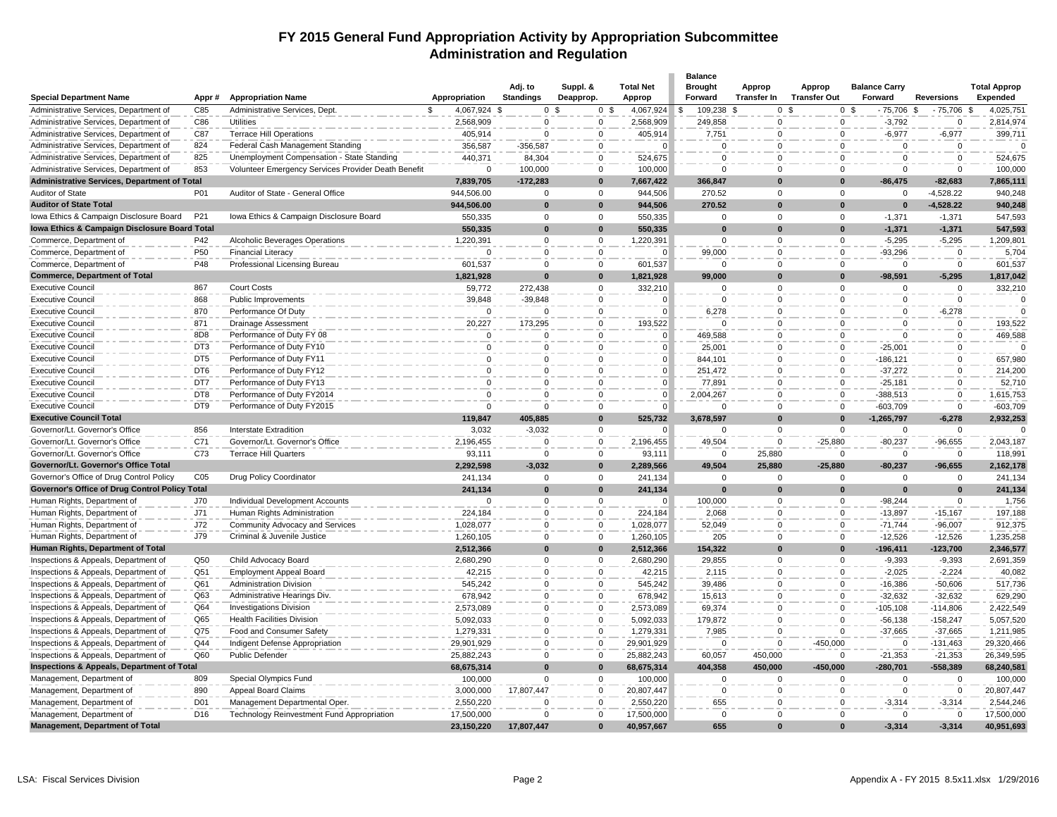# FY 2015 General Fund Appropriation Activity by Appropriation Subcommittee

## Administration and Regulation

| Special Department Name | Appr # | Appropriation Name | Appropriation | Adj. to Standings | Suppl. & Deapprop. | Total Net Approp | Balance Brought Forward | Approp Transfer In | Approp Transfer Out | Balance Carry Forward | Reversions | Total Approp Expended |
|---|---|---|---|---|---|---|---|---|---|---|---|---|
| Administrative Services, Department of | C85 | Administrative Services, Dept. | $ 4,067,924 | $ 0 | $ 0 | $ 4,067,924 | $ 109,238 | $ 0 | $ 0 | $ -75,706 | $ -75,706 | $ 4,025,751 |
| Administrative Services, Department of | C86 | Utilities | 2,568,909 | 0 | 0 | 2,568,909 | 249,858 | 0 | 0 | -3,792 | 0 | 2,814,974 |
| Administrative Services, Department of | C87 | Terrace Hill Operations | 405,914 | 0 | 0 | 405,914 | 7,751 | 0 | 0 | -6,977 | -6,977 | 399,711 |
| Administrative Services, Department of | 824 | Federal Cash Management Standing | 356,587 | -356,587 | 0 | 0 | 0 | 0 | 0 | 0 | 0 | 0 |
| Administrative Services, Department of | 825 | Unemployment Compensation - State Standing | 440,371 | 84,304 | 0 | 524,675 | 0 | 0 | 0 | 0 | 0 | 524,675 |
| Administrative Services, Department of | 853 | Volunteer Emergency Services Provider Death Benefit | 0 | 100,000 | 0 | 100,000 | 0 | 0 | 0 | 0 | 0 | 100,000 |
| **Administrative Services, Department of Total** | | | **7,839,705** | **-172,283** | **0** | **7,667,422** | **366,847** | **0** | **0** | **-86,475** | **-82,683** | **7,865,111** |
| Auditor of State | P01 | Auditor of State - General Office | 944,506.00 | 0 | 0 | 944,506 | 270.52 | 0 | 0 | 0 | -4,528.22 | 940,248 |
| **Auditor of State Total** | | | **944,506.00** | **0** | **0** | **944,506** | **270.52** | **0** | **0** | **0** | **-4,528.22** | **940,248** |
| Iowa Ethics & Campaign Disclosure Board | P21 | Iowa Ethics & Campaign Disclosure Board | 550,335 | 0 | 0 | 550,335 | 0 | 0 | 0 | -1,371 | -1,371 | 547,593 |
| **Iowa Ethics & Campaign Disclosure Board Total** | | | **550,335** | **0** | **0** | **550,335** | **0** | **0** | **0** | **-1,371** | **-1,371** | **547,593** |
| Commerce, Department of | P42 | Alcoholic Beverages Operations | 1,220,391 | 0 | 0 | 1,220,391 | 0 | 0 | 0 | -5,295 | -5,295 | 1,209,801 |
| Commerce, Department of | P50 | Financial Literacy | 0 | 0 | 0 | 0 | 99,000 | 0 | 0 | -93,296 | 0 | 5,704 |
| Commerce, Department of | P48 | Professional Licensing Bureau | 601,537 | 0 | 0 | 601,537 | 0 | 0 | 0 | 0 | 0 | 601,537 |
| **Commerce, Department of Total** | | | **1,821,928** | **0** | **0** | **1,821,928** | **99,000** | **0** | **0** | **-98,591** | **-5,295** | **1,817,042** |
| Executive Council | 867 | Court Costs | 59,772 | 272,438 | 0 | 332,210 | 0 | 0 | 0 | 0 | 0 | 332,210 |
| Executive Council | 868 | Public Improvements | 39,848 | -39,848 | 0 | 0 | 0 | 0 | 0 | 0 | 0 | 0 |
| Executive Council | 870 | Performance Of Duty | 0 | 0 | 0 | 0 | 6,278 | 0 | 0 | 0 | -6,278 | 0 |
| Executive Council | 871 | Drainage Assessment | 20,227 | 173,295 | 0 | 193,522 | 0 | 0 | 0 | 0 | 0 | 193,522 |
| Executive Council | 8D8 | Performance of Duty FY 08 | 0 | 0 | 0 | 0 | 469,588 | 0 | 0 | 0 | 0 | 469,588 |
| Executive Council | DT3 | Performance of Duty FY10 | 0 | 0 | 0 | 0 | 25,001 | 0 | 0 | -25,001 | 0 | 0 |
| Executive Council | DT5 | Performance of Duty FY11 | 0 | 0 | 0 | 0 | 844,101 | 0 | 0 | -186,121 | 0 | 657,980 |
| Executive Council | DT6 | Performance of Duty FY12 | 0 | 0 | 0 | 0 | 251,472 | 0 | 0 | -37,272 | 0 | 214,200 |
| Executive Council | DT7 | Performance of Duty FY13 | 0 | 0 | 0 | 0 | 77,891 | 0 | 0 | -25,181 | 0 | 52,710 |
| Executive Council | DT8 | Performance of Duty FY2014 | 0 | 0 | 0 | 0 | 2,004,267 | 0 | 0 | -388,513 | 0 | 1,615,753 |
| Executive Council | DT9 | Performance of Duty FY2015 | 0 | 0 | 0 | 0 | 0 | 0 | 0 | -603,709 | 0 | -603,709 |
| **Executive Council Total** | | | **119,847** | **405,885** | **0** | **525,732** | **3,678,597** | **0** | **0** | **-1,265,797** | **-6,278** | **2,932,253** |
| Governor/Lt. Governor's Office | 856 | Interstate Extradition | 3,032 | -3,032 | 0 | 0 | 0 | 0 | 0 | 0 | 0 | 0 |
| Governor/Lt. Governor's Office | C71 | Governor/Lt. Governor's Office | 2,196,455 | 0 | 0 | 2,196,455 | 49,504 | 0 | -25,880 | -80,237 | -96,655 | 2,043,187 |
| Governor/Lt. Governor's Office | C73 | Terrace Hill Quarters | 93,111 | 0 | 0 | 93,111 | 0 | 25,880 | 0 | 0 | 0 | 118,991 |
| **Governor/Lt. Governor's Office Total** | | | **2,292,598** | **-3,032** | **0** | **2,289,566** | **49,504** | **25,880** | **-25,880** | **-80,237** | **-96,655** | **2,162,178** |
| Governor's Office of Drug Control Policy | C05 | Drug Policy Coordinator | 241,134 | 0 | 0 | 241,134 | 0 | 0 | 0 | 0 | 0 | 241,134 |
| **Governor's Office of Drug Control Policy Total** | | | **241,134** | **0** | **0** | **241,134** | **0** | **0** | **0** | **0** | **0** | **241,134** |
| Human Rights, Department of | J70 | Individual Development Accounts | 0 | 0 | 0 | 0 | 100,000 | 0 | 0 | -98,244 | 0 | 1,756 |
| Human Rights, Department of | J71 | Human Rights Administration | 224,184 | 0 | 0 | 224,184 | 2,068 | 0 | 0 | -13,897 | -15,167 | 197,188 |
| Human Rights, Department of | J72 | Community Advocacy and Services | 1,028,077 | 0 | 0 | 1,028,077 | 52,049 | 0 | 0 | -71,744 | -96,007 | 912,375 |
| Human Rights, Department of | J79 | Criminal & Juvenile Justice | 1,260,105 | 0 | 0 | 1,260,105 | 205 | 0 | 0 | -12,526 | -12,526 | 1,235,258 |
| **Human Rights, Department of Total** | | | **2,512,366** | **0** | **0** | **2,512,366** | **154,322** | **0** | **0** | **-196,411** | **-123,700** | **2,346,577** |
| Inspections & Appeals, Department of | Q50 | Child Advocacy Board | 2,680,290 | 0 | 0 | 2,680,290 | 29,855 | 0 | 0 | -9,393 | -9,393 | 2,691,359 |
| Inspections & Appeals, Department of | Q51 | Employment Appeal Board | 42,215 | 0 | 0 | 42,215 | 2,115 | 0 | 0 | -2,025 | -2,224 | 40,082 |
| Inspections & Appeals, Department of | Q61 | Administration Division | 545,242 | 0 | 0 | 545,242 | 39,486 | 0 | 0 | -16,386 | -50,606 | 517,736 |
| Inspections & Appeals, Department of | Q63 | Administrative Hearings Div. | 678,942 | 0 | 0 | 678,942 | 15,613 | 0 | 0 | -32,632 | -32,632 | 629,290 |
| Inspections & Appeals, Department of | Q64 | Investigations Division | 2,573,089 | 0 | 0 | 2,573,089 | 69,374 | 0 | 0 | -105,108 | -114,806 | 2,422,549 |
| Inspections & Appeals, Department of | Q65 | Health Facilities Division | 5,092,033 | 0 | 0 | 5,092,033 | 179,872 | 0 | 0 | -56,138 | -158,247 | 5,057,520 |
| Inspections & Appeals, Department of | Q75 | Food and Consumer Safety | 1,279,331 | 0 | 0 | 1,279,331 | 7,985 | 0 | 0 | -37,665 | -37,665 | 1,211,985 |
| Inspections & Appeals, Department of | Q44 | Indigent Defense Appropriation | 29,901,929 | 0 | 0 | 29,901,929 | 0 | 0 | -450,000 | 0 | -131,463 | 29,320,466 |
| Inspections & Appeals, Department of | Q60 | Public Defender | 25,882,243 | 0 | 0 | 25,882,243 | 60,057 | 450,000 | 0 | -21,353 | -21,353 | 26,349,595 |
| **Inspections & Appeals, Department of Total** | | | **68,675,314** | **0** | **0** | **68,675,314** | **404,358** | **450,000** | **-450,000** | **-280,701** | **-558,389** | **68,240,581** |
| Management, Department of | 809 | Special Olympics Fund | 100,000 | 0 | 0 | 100,000 | 0 | 0 | 0 | 0 | 0 | 100,000 |
| Management, Department of | 890 | Appeal Board Claims | 3,000,000 | 17,807,447 | 0 | 20,807,447 | 0 | 0 | 0 | 0 | 0 | 20,807,447 |
| Management, Department of | D01 | Management Departmental Oper. | 2,550,220 | 0 | 0 | 2,550,220 | 655 | 0 | 0 | -3,314 | -3,314 | 2,544,246 |
| Management, Department of | D16 | Technology Reinvestment Fund Appropriation | 17,500,000 | 0 | 0 | 17,500,000 | 0 | 0 | 0 | 0 | 0 | 17,500,000 |
| **Management, Department of Total** | | | **23,150,220** | **17,807,447** | **0** | **40,957,667** | **655** | **0** | **0** | **-3,314** | **-3,314** | **40,951,693** |

LSA: Fiscal Services Division

Appendix A - FY 2015 8.5x11.xlsx 1/29/2016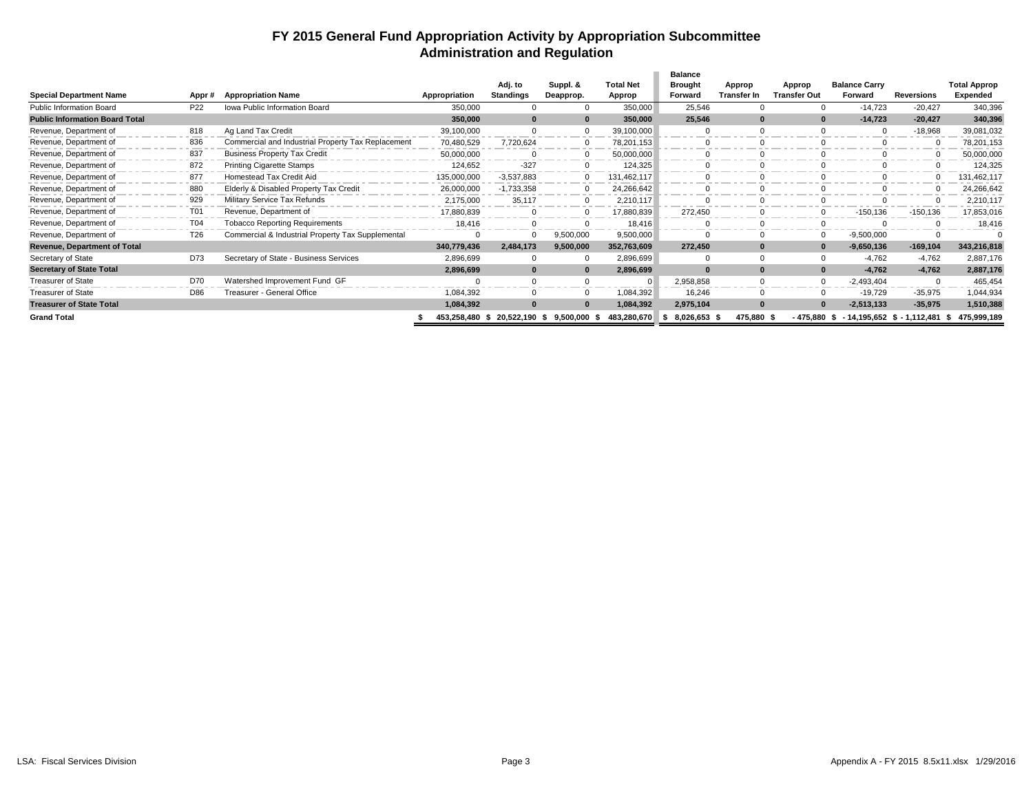# FY 2015 General Fund Appropriation Activity by Appropriation Subcommittee
## Administration and Regulation

| Special Department Name | Appr # | Appropriation Name | Appropriation | Adj. to Standings | Suppl. & Deapprop. | Total Net Approp | Balance Brought Forward | Approp Transfer In | Approp Transfer Out | Balance Carry Forward | Reversions | Total Approp Expended |
|---|---|---|---|---|---|---|---|---|---|---|---|---|
| Public Information Board | P22 | Iowa Public Information Board | 350,000 | 0 | 0 | 350,000 | 25,546 | 0 | 0 | -14,723 | -20,427 | 340,396 |
| **Public Information Board Total** | | | **350,000** | **0** | **0** | **350,000** | **25,546** | **0** | **0** | **-14,723** | **-20,427** | **340,396** |
| Revenue, Department of | 818 | Ag Land Tax Credit | 39,100,000 | 0 | 0 | 39,100,000 | 0 | 0 | 0 | 0 | -18,968 | 39,081,032 |
| Revenue, Department of | 836 | Commercial and Industrial Property Tax Replacement | 70,480,529 | 7,720,624 | 0 | 78,201,153 | 0 | 0 | 0 | 0 | 0 | 78,201,153 |
| Revenue, Department of | 837 | Business Property Tax Credit | 50,000,000 | 0 | 0 | 50,000,000 | 0 | 0 | 0 | 0 | 0 | 50,000,000 |
| Revenue, Department of | 872 | Printing Cigarette Stamps | 124,652 | -327 | 0 | 124,325 | 0 | 0 | 0 | 0 | 0 | 124,325 |
| Revenue, Department of | 877 | Homestead Tax Credit Aid | 135,000,000 | -3,537,883 | 0 | 131,462,117 | 0 | 0 | 0 | 0 | 0 | 131,462,117 |
| Revenue, Department of | 880 | Elderly & Disabled Property Tax Credit | 26,000,000 | -1,733,358 | 0 | 24,266,642 | 0 | 0 | 0 | 0 | 0 | 24,266,642 |
| Revenue, Department of | 929 | Military Service Tax Refunds | 2,175,000 | 35,117 | 0 | 2,210,117 | 0 | 0 | 0 | 0 | 0 | 2,210,117 |
| Revenue, Department of | T01 | Revenue, Department of | 17,880,839 | 0 | 0 | 17,880,839 | 272,450 | 0 | 0 | -150,136 | -150,136 | 17,853,016 |
| Revenue, Department of | T04 | Tobacco Reporting Requirements | 18,416 | 0 | 0 | 18,416 | 0 | 0 | 0 | 0 | 0 | 18,416 |
| Revenue, Department of | T26 | Commercial & Industrial Property Tax Supplemental | 0 | 0 | 9,500,000 | 9,500,000 | 0 | 0 | 0 | -9,500,000 | 0 | 0 |
| **Revenue, Department of Total** | | | **340,779,436** | **2,484,173** | **9,500,000** | **352,763,609** | **272,450** | **0** | **0** | **-9,650,136** | **-169,104** | **343,216,818** |
| Secretary of State | D73 | Secretary of State - Business Services | 2,896,699 | 0 | 0 | 2,896,699 | 0 | 0 | 0 | -4,762 | -4,762 | 2,887,176 |
| **Secretary of State Total** | | | **2,896,699** | **0** | **0** | **2,896,699** | **0** | **0** | **0** | **-4,762** | **-4,762** | **2,887,176** |
| Treasurer of State | D70 | Watershed Improvement Fund GF | 0 | 0 | 0 | 0 | 2,958,858 | 0 | 0 | -2,493,404 | 0 | 465,454 |
| Treasurer of State | D86 | Treasurer - General Office | 1,084,392 | 0 | 0 | 1,084,392 | 16,246 | 0 | 0 | -19,729 | -35,975 | 1,044,934 |
| **Treasurer of State Total** | | | **1,084,392** | **0** | **0** | **1,084,392** | **2,975,104** | **0** | **0** | **-2,513,133** | **-35,975** | **1,510,388** |
| **Grand Total** | | | **$ 453,258,480** | **$ 20,522,190** | **$ 9,500,000** | **$ 483,280,670** | **$ 8,026,653** | **$ 475,880** | **$ - 475,880** | **$ - 14,195,652** | **$ - 1,112,481** | **$ 475,999,189** |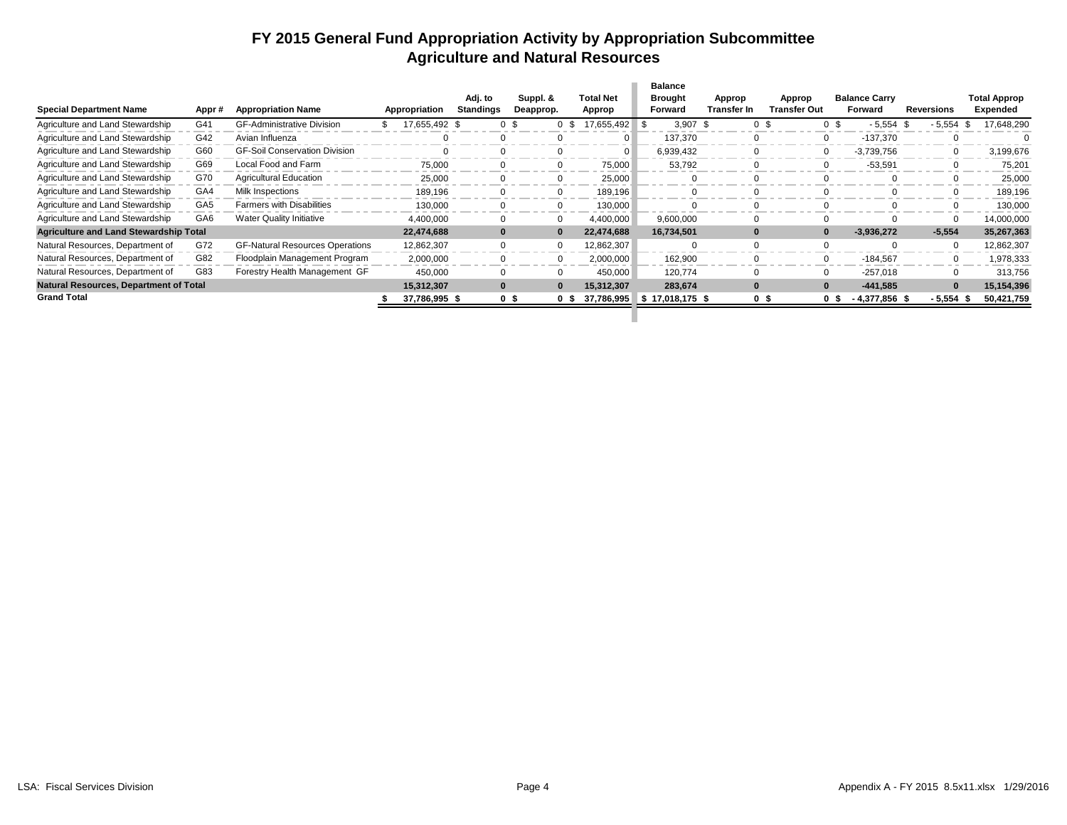# FY 2015 General Fund Appropriation Activity by Appropriation Subcommittee
## Agriculture and Natural Resources

| Special Department Name | Appr # | Appropriation Name | Appropriation | Adj. to Standings | Suppl. & Deapprop. | Total Net Approp | Balance Brought Forward | Approp Transfer In | Approp Transfer Out | Balance Carry Forward | Reversions | Total Approp Expended |
|---|---|---|---|---|---|---|---|---|---|---|---|---|
| Agriculture and Land Stewardship | G41 | GF-Administrative Division | $ 17,655,492 | $ 0 | $ 0 | $ 17,655,492 | $ 3,907 | $ 0 | $ 0 | $ -5,554 | $ -5,554 | $ 17,648,290 |
| Agriculture and Land Stewardship | G42 | Avian Influenza | 0 | 0 | 0 | 0 | 137,370 | 0 | 0 | -137,370 | 0 | 0 |
| Agriculture and Land Stewardship | G60 | GF-Soil Conservation Division | 0 | 0 | 0 | 0 | 6,939,432 | 0 | 0 | -3,739,756 | 0 | 3,199,676 |
| Agriculture and Land Stewardship | G69 | Local Food and Farm | 75,000 | 0 | 0 | 75,000 | 53,792 | 0 | 0 | -53,591 | 0 | 75,201 |
| Agriculture and Land Stewardship | G70 | Agricultural Education | 25,000 | 0 | 0 | 25,000 | 0 | 0 | 0 | 0 | 0 | 25,000 |
| Agriculture and Land Stewardship | GA4 | Milk Inspections | 189,196 | 0 | 0 | 189,196 | 0 | 0 | 0 | 0 | 0 | 189,196 |
| Agriculture and Land Stewardship | GA5 | Farmers with Disabilities | 130,000 | 0 | 0 | 130,000 | 0 | 0 | 0 | 0 | 0 | 130,000 |
| Agriculture and Land Stewardship | GA6 | Water Quality Initiative | 4,400,000 | 0 | 0 | 4,400,000 | 9,600,000 | 0 | 0 | 0 | 0 | 14,000,000 |
| **Agriculture and Land Stewardship Total** | | | **22,474,688** | **0** | **0** | **22,474,688** | **16,734,501** | **0** | **0** | **-3,936,272** | **-5,554** | **35,267,363** |
| Natural Resources, Department of | G72 | GF-Natural Resources Operations | 12,862,307 | 0 | 0 | 12,862,307 | 0 | 0 | 0 | 0 | 0 | 12,862,307 |
| Natural Resources, Department of | G82 | Floodplain Management Program | 2,000,000 | 0 | 0 | 2,000,000 | 162,900 | 0 | 0 | -184,567 | 0 | 1,978,333 |
| Natural Resources, Department of | G83 | Forestry Health Management GF | 450,000 | 0 | 0 | 450,000 | 120,774 | 0 | 0 | -257,018 | 0 | 313,756 |
| **Natural Resources, Department of Total** | | | **15,312,307** | **0** | **0** | **15,312,307** | **283,674** | **0** | **0** | **-441,585** | **0** | **15,154,396** |
| **Grand Total** | | | **$ 37,786,995** | **$ 0** | **$ 0** | **$ 37,786,995** | **$ 17,018,175** | **$ 0** | **$ 0** | **$ -4,377,856** | **$ -5,554** | **$ 50,421,759** |

LSA: Fiscal Services Division — Appendix A - FY 2015 8.5x11.xlsx 1/29/2016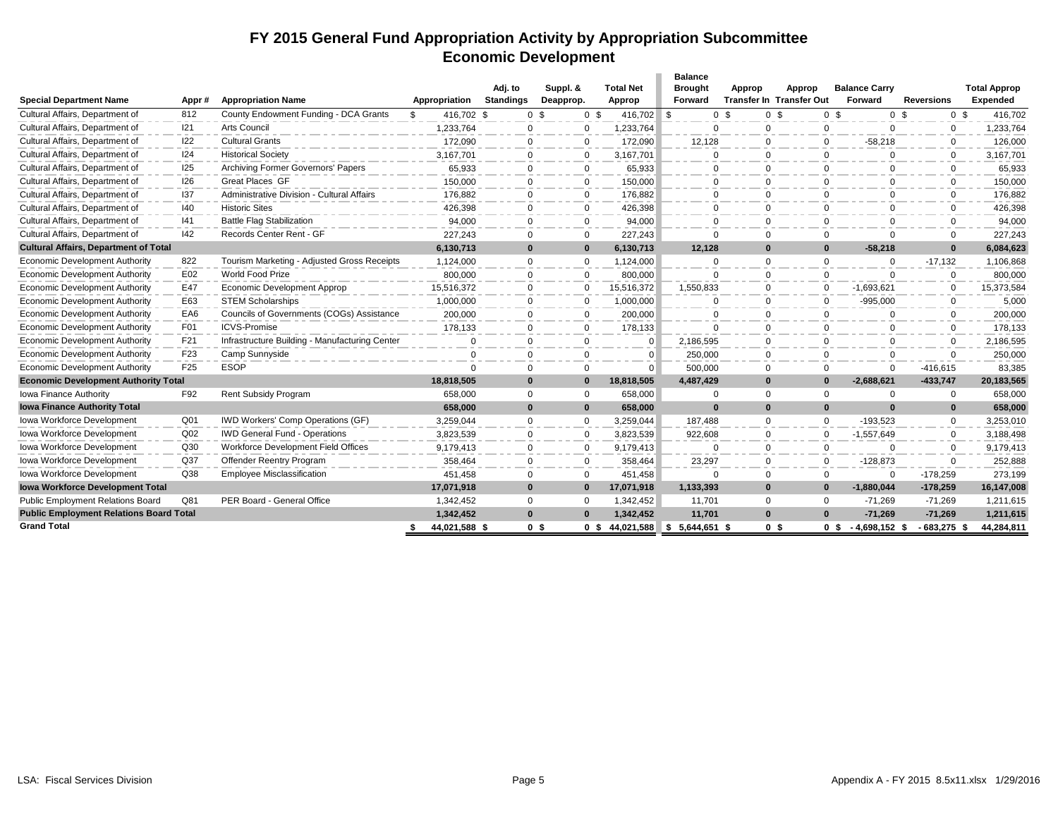# FY 2015 General Fund Appropriation Activity by Appropriation Subcommittee
## Economic Development

| Special Department Name | Appr # | Appropriation Name | Appropriation | Adj. to Standings | Suppl. & Deapprop. | Total Net Approp | Balance Brought Forward | Approp Transfer In | Approp Transfer Out | Balance Carry Forward | Reversions | Total Approp Expended |
|---|---|---|---|---|---|---|---|---|---|---|---|---|
| Cultural Affairs, Department of | 812 | County Endowment Funding - DCA Grants | $ 416,702 | $ 0 | $ 0 | $ 416,702 | $ 0 | $ 0 | $ 0 | $ 0 | $ 0 | $ 416,702 |
| Cultural Affairs, Department of | I21 | Arts Council | 1,233,764 | 0 | 0 | 1,233,764 | 0 | 0 | 0 | 0 | 0 | 1,233,764 |
| Cultural Affairs, Department of | I22 | Cultural Grants | 172,090 | 0 | 0 | 172,090 | 12,128 | 0 | 0 | -58,218 | 0 | 126,000 |
| Cultural Affairs, Department of | I24 | Historical Society | 3,167,701 | 0 | 0 | 3,167,701 | 0 | 0 | 0 | 0 | 0 | 3,167,701 |
| Cultural Affairs, Department of | I25 | Archiving Former Governors' Papers | 65,933 | 0 | 0 | 65,933 | 0 | 0 | 0 | 0 | 0 | 65,933 |
| Cultural Affairs, Department of | I26 | Great Places GF | 150,000 | 0 | 0 | 150,000 | 0 | 0 | 0 | 0 | 0 | 150,000 |
| Cultural Affairs, Department of | I37 | Administrative Division - Cultural Affairs | 176,882 | 0 | 0 | 176,882 | 0 | 0 | 0 | 0 | 0 | 176,882 |
| Cultural Affairs, Department of | I40 | Historic Sites | 426,398 | 0 | 0 | 426,398 | 0 | 0 | 0 | 0 | 0 | 426,398 |
| Cultural Affairs, Department of | I41 | Battle Flag Stabilization | 94,000 | 0 | 0 | 94,000 | 0 | 0 | 0 | 0 | 0 | 94,000 |
| Cultural Affairs, Department of | I42 | Records Center Rent - GF | 227,243 | 0 | 0 | 227,243 | 0 | 0 | 0 | 0 | 0 | 227,243 |
| **Cultural Affairs, Department of Total** | | | **6,130,713** | **0** | **0** | **6,130,713** | **12,128** | **0** | **0** | **-58,218** | **0** | **6,084,623** |
| Economic Development Authority | 822 | Tourism Marketing - Adjusted Gross Receipts | 1,124,000 | 0 | 0 | 1,124,000 | 0 | 0 | 0 | 0 | -17,132 | 1,106,868 |
| Economic Development Authority | E02 | World Food Prize | 800,000 | 0 | 0 | 800,000 | 0 | 0 | 0 | 0 | 0 | 800,000 |
| Economic Development Authority | E47 | Economic Development Approp | 15,516,372 | 0 | 0 | 15,516,372 | 1,550,833 | 0 | 0 | -1,693,621 | 0 | 15,373,584 |
| Economic Development Authority | E63 | STEM Scholarships | 1,000,000 | 0 | 0 | 1,000,000 | 0 | 0 | 0 | -995,000 | 0 | 5,000 |
| Economic Development Authority | EA6 | Councils of Governments (COGs) Assistance | 200,000 | 0 | 0 | 200,000 | 0 | 0 | 0 | 0 | 0 | 200,000 |
| Economic Development Authority | F01 | ICVS-Promise | 178,133 | 0 | 0 | 178,133 | 0 | 0 | 0 | 0 | 0 | 178,133 |
| Economic Development Authority | F21 | Infrastructure Building - Manufacturing Center | 0 | 0 | 0 | 0 | 2,186,595 | 0 | 0 | 0 | 0 | 2,186,595 |
| Economic Development Authority | F23 | Camp Sunnyside | 0 | 0 | 0 | 0 | 250,000 | 0 | 0 | 0 | 0 | 250,000 |
| Economic Development Authority | F25 | ESOP | 0 | 0 | 0 | 0 | 500,000 | 0 | 0 | 0 | -416,615 | 83,385 |
| **Economic Development Authority Total** | | | **18,818,505** | **0** | **0** | **18,818,505** | **4,487,429** | **0** | **0** | **-2,688,621** | **-433,747** | **20,183,565** |
| Iowa Finance Authority | F92 | Rent Subsidy Program | 658,000 | 0 | 0 | 658,000 | 0 | 0 | 0 | 0 | 0 | 658,000 |
| **Iowa Finance Authority Total** | | | **658,000** | **0** | **0** | **658,000** | **0** | **0** | **0** | **0** | **0** | **658,000** |
| Iowa Workforce Development | Q01 | IWD Workers' Comp Operations (GF) | 3,259,044 | 0 | 0 | 3,259,044 | 187,488 | 0 | 0 | -193,523 | 0 | 3,253,010 |
| Iowa Workforce Development | Q02 | IWD General Fund - Operations | 3,823,539 | 0 | 0 | 3,823,539 | 922,608 | 0 | 0 | -1,557,649 | 0 | 3,188,498 |
| Iowa Workforce Development | Q30 | Workforce Development Field Offices | 9,179,413 | 0 | 0 | 9,179,413 | 0 | 0 | 0 | 0 | 0 | 9,179,413 |
| Iowa Workforce Development | Q37 | Offender Reentry Program | 358,464 | 0 | 0 | 358,464 | 23,297 | 0 | 0 | -128,873 | 0 | 252,888 |
| Iowa Workforce Development | Q38 | Employee Misclassification | 451,458 | 0 | 0 | 451,458 | 0 | 0 | 0 | 0 | -178,259 | 273,199 |
| **Iowa Workforce Development Total** | | | **17,071,918** | **0** | **0** | **17,071,918** | **1,133,393** | **0** | **0** | **-1,880,044** | **-178,259** | **16,147,008** |
| Public Employment Relations Board | Q81 | PER Board - General Office | 1,342,452 | 0 | 0 | 1,342,452 | 11,701 | 0 | 0 | -71,269 | -71,269 | 1,211,615 |
| **Public Employment Relations Board Total** | | | **1,342,452** | **0** | **0** | **1,342,452** | **11,701** | **0** | **0** | **-71,269** | **-71,269** | **1,211,615** |
| **Grand Total** | | | **$ 44,021,588** | **$ 0** | **$ 0** | **$ 44,021,588** | **$ 5,644,651** | **$ 0** | **$ 0** | **$ -4,698,152** | **$ -683,275** | **$ 44,284,811** |

LSA: Fiscal Services Division | Appendix A - FY 2015 8.5x11.xlsx 1/29/2016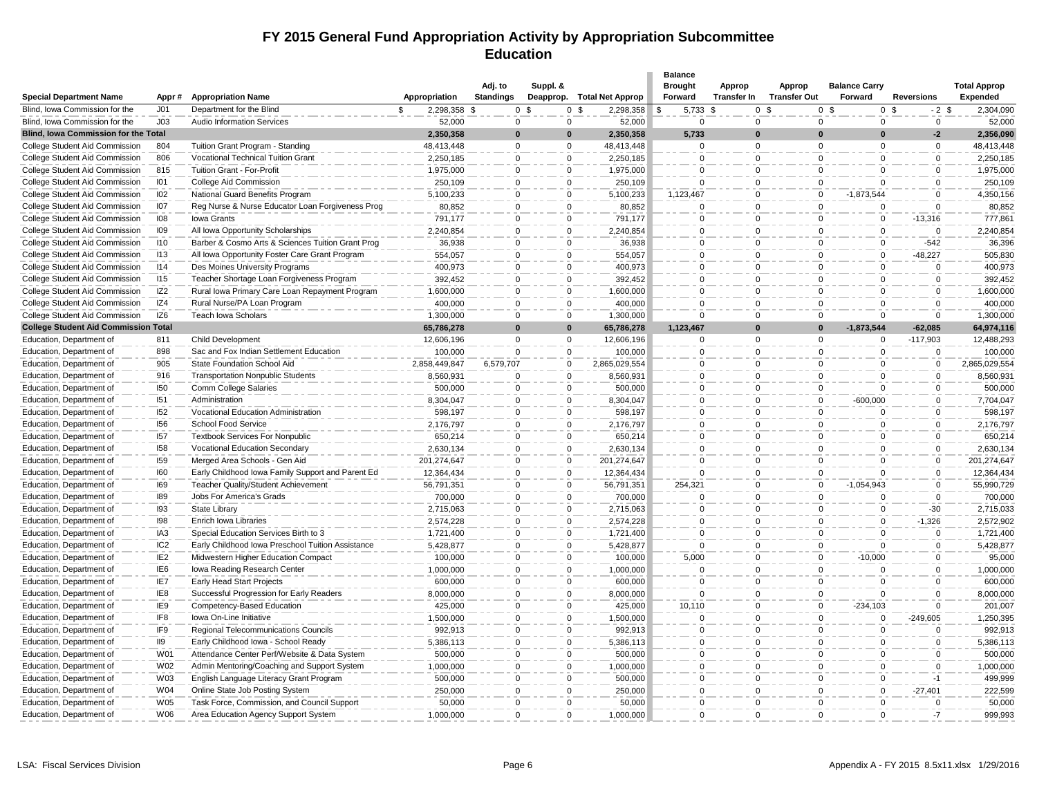# FY 2015 General Fund Appropriation Activity by Appropriation Subcommittee
## Education

| Special Department Name | Appr # | Appropriation Name | Appropriation | Adj. to Standings | Suppl. & Deapprop. | Total Net Approp | Balance Brought Forward | Approp Transfer In | Approp Transfer Out | Balance Carry Forward | Reversions | Total Approp Expended |
|---|---|---|---|---|---|---|---|---|---|---|---|---|
| Blind, Iowa Commission for the | J01 | Department for the Blind | $ 2,298,358 | $ 0 | $ 0 | $ 2,298,358 | $ 5,733 | $ 0 | $ 0 | $ 0 | $ -2 | $ 2,304,090 |
| Blind, Iowa Commission for the | J03 | Audio Information Services | 52,000 | 0 | 0 | 52,000 | 0 | 0 | 0 | 0 | 0 | 52,000 |
| **Blind, Iowa Commission for the Total** | | | **2,350,358** | **0** | **0** | **2,350,358** | **5,733** | **0** | **0** | **0** | **-2** | **2,356,090** |
| College Student Aid Commission | 804 | Tuition Grant Program - Standing | 48,413,448 | 0 | 0 | 48,413,448 | 0 | 0 | 0 | 0 | 0 | 48,413,448 |
| College Student Aid Commission | 806 | Vocational Technical Tuition Grant | 2,250,185 | 0 | 0 | 2,250,185 | 0 | 0 | 0 | 0 | 0 | 2,250,185 |
| College Student Aid Commission | 815 | Tuition Grant - For-Profit | 1,975,000 | 0 | 0 | 1,975,000 | 0 | 0 | 0 | 0 | 0 | 1,975,000 |
| College Student Aid Commission | I01 | College Aid Commission | 250,109 | 0 | 0 | 250,109 | 0 | 0 | 0 | 0 | 0 | 250,109 |
| College Student Aid Commission | I02 | National Guard Benefits Program | 5,100,233 | 0 | 0 | 5,100,233 | 1,123,467 | 0 | 0 | -1,873,544 | 0 | 4,350,156 |
| College Student Aid Commission | I07 | Reg Nurse & Nurse Educator Loan Forgiveness Prog | 80,852 | 0 | 0 | 80,852 | 0 | 0 | 0 | 0 | 0 | 80,852 |
| College Student Aid Commission | I08 | Iowa Grants | 791,177 | 0 | 0 | 791,177 | 0 | 0 | 0 | 0 | -13,316 | 777,861 |
| College Student Aid Commission | I09 | All Iowa Opportunity Scholarships | 2,240,854 | 0 | 0 | 2,240,854 | 0 | 0 | 0 | 0 | 0 | 2,240,854 |
| College Student Aid Commission | I10 | Barber & Cosmo Arts & Sciences Tuition Grant Prog | 36,938 | 0 | 0 | 36,938 | 0 | 0 | 0 | 0 | -542 | 36,396 |
| College Student Aid Commission | I13 | All Iowa Opportunity Foster Care Grant Program | 554,057 | 0 | 0 | 554,057 | 0 | 0 | 0 | 0 | -48,227 | 505,830 |
| College Student Aid Commission | I14 | Des Moines University Programs | 400,973 | 0 | 0 | 400,973 | 0 | 0 | 0 | 0 | 0 | 400,973 |
| College Student Aid Commission | I15 | Teacher Shortage Loan Forgiveness Program | 392,452 | 0 | 0 | 392,452 | 0 | 0 | 0 | 0 | 0 | 392,452 |
| College Student Aid Commission | IZ2 | Rural Iowa Primary Care Loan Repayment Program | 1,600,000 | 0 | 0 | 1,600,000 | 0 | 0 | 0 | 0 | 0 | 1,600,000 |
| College Student Aid Commission | IZ4 | Rural Nurse/PA Loan Program | 400,000 | 0 | 0 | 400,000 | 0 | 0 | 0 | 0 | 0 | 400,000 |
| College Student Aid Commission | IZ6 | Teach Iowa Scholars | 1,300,000 | 0 | 0 | 1,300,000 | 0 | 0 | 0 | 0 | 0 | 1,300,000 |
| **College Student Aid Commission Total** | | | **65,786,278** | **0** | **0** | **65,786,278** | **1,123,467** | **0** | **0** | **-1,873,544** | **-62,085** | **64,974,116** |
| Education, Department of | 811 | Child Development | 12,606,196 | 0 | 0 | 12,606,196 | 0 | 0 | 0 | 0 | -117,903 | 12,488,293 |
| Education, Department of | 898 | Sac and Fox Indian Settlement Education | 100,000 | 0 | 0 | 100,000 | 0 | 0 | 0 | 0 | 0 | 100,000 |
| Education, Department of | 905 | State Foundation School Aid | 2,858,449,847 | 6,579,707 | 0 | 2,865,029,554 | 0 | 0 | 0 | 0 | 0 | 2,865,029,554 |
| Education, Department of | 916 | Transportation Nonpublic Students | 8,560,931 | 0 | 0 | 8,560,931 | 0 | 0 | 0 | 0 | 0 | 8,560,931 |
| Education, Department of | I50 | Comm College Salaries | 500,000 | 0 | 0 | 500,000 | 0 | 0 | 0 | 0 | 0 | 500,000 |
| Education, Department of | I51 | Administration | 8,304,047 | 0 | 0 | 8,304,047 | 0 | 0 | 0 | -600,000 | 0 | 7,704,047 |
| Education, Department of | I52 | Vocational Education Administration | 598,197 | 0 | 0 | 598,197 | 0 | 0 | 0 | 0 | 0 | 598,197 |
| Education, Department of | I56 | School Food Service | 2,176,797 | 0 | 0 | 2,176,797 | 0 | 0 | 0 | 0 | 0 | 2,176,797 |
| Education, Department of | I57 | Textbook Services For Nonpublic | 650,214 | 0 | 0 | 650,214 | 0 | 0 | 0 | 0 | 0 | 650,214 |
| Education, Department of | I58 | Vocational Education Secondary | 2,630,134 | 0 | 0 | 2,630,134 | 0 | 0 | 0 | 0 | 0 | 2,630,134 |
| Education, Department of | I59 | Merged Area Schools - Gen Aid | 201,274,647 | 0 | 0 | 201,274,647 | 0 | 0 | 0 | 0 | 0 | 201,274,647 |
| Education, Department of | I60 | Early Childhood Iowa Family Support and Parent Ed | 12,364,434 | 0 | 0 | 12,364,434 | 0 | 0 | 0 | 0 | 0 | 12,364,434 |
| Education, Department of | I69 | Teacher Quality/Student Achievement | 56,791,351 | 0 | 0 | 56,791,351 | 254,321 | 0 | 0 | -1,054,943 | 0 | 55,990,729 |
| Education, Department of | I89 | Jobs For America's Grads | 700,000 | 0 | 0 | 700,000 | 0 | 0 | 0 | 0 | 0 | 700,000 |
| Education, Department of | I93 | State Library | 2,715,063 | 0 | 0 | 2,715,063 | 0 | 0 | 0 | 0 | -30 | 2,715,033 |
| Education, Department of | I98 | Enrich Iowa Libraries | 2,574,228 | 0 | 0 | 2,574,228 | 0 | 0 | 0 | 0 | -1,326 | 2,572,902 |
| Education, Department of | IA3 | Special Education Services Birth to 3 | 1,721,400 | 0 | 0 | 1,721,400 | 0 | 0 | 0 | 0 | 0 | 1,721,400 |
| Education, Department of | IC2 | Early Childhood Iowa Preschool Tuition Assistance | 5,428,877 | 0 | 0 | 5,428,877 | 0 | 0 | 0 | 0 | 0 | 5,428,877 |
| Education, Department of | IE2 | Midwestern Higher Education Compact | 100,000 | 0 | 0 | 100,000 | 5,000 | 0 | 0 | -10,000 | 0 | 95,000 |
| Education, Department of | IE6 | Iowa Reading Research Center | 1,000,000 | 0 | 0 | 1,000,000 | 0 | 0 | 0 | 0 | 0 | 1,000,000 |
| Education, Department of | IE7 | Early Head Start Projects | 600,000 | 0 | 0 | 600,000 | 0 | 0 | 0 | 0 | 0 | 600,000 |
| Education, Department of | IE8 | Successful Progression for Early Readers | 8,000,000 | 0 | 0 | 8,000,000 | 0 | 0 | 0 | 0 | 0 | 8,000,000 |
| Education, Department of | IE9 | Competency-Based Education | 425,000 | 0 | 0 | 425,000 | 10,110 | 0 | 0 | -234,103 | 0 | 201,007 |
| Education, Department of | IF8 | Iowa On-Line Initiative | 1,500,000 | 0 | 0 | 1,500,000 | 0 | 0 | 0 | 0 | -249,605 | 1,250,395 |
| Education, Department of | IF9 | Regional Telecommunications Councils | 992,913 | 0 | 0 | 992,913 | 0 | 0 | 0 | 0 | 0 | 992,913 |
| Education, Department of | II9 | Early Childhood Iowa - School Ready | 5,386,113 | 0 | 0 | 5,386,113 | 0 | 0 | 0 | 0 | 0 | 5,386,113 |
| Education, Department of | W01 | Attendance Center Perf/Website & Data System | 500,000 | 0 | 0 | 500,000 | 0 | 0 | 0 | 0 | 0 | 500,000 |
| Education, Department of | W02 | Admin Mentoring/Coaching and Support System | 1,000,000 | 0 | 0 | 1,000,000 | 0 | 0 | 0 | 0 | 0 | 1,000,000 |
| Education, Department of | W03 | English Language Literacy Grant Program | 500,000 | 0 | 0 | 500,000 | 0 | 0 | 0 | 0 | -1 | 499,999 |
| Education, Department of | W04 | Online State Job Posting System | 250,000 | 0 | 0 | 250,000 | 0 | 0 | 0 | 0 | -27,401 | 222,599 |
| Education, Department of | W05 | Task Force, Commission, and Council Support | 50,000 | 0 | 0 | 50,000 | 0 | 0 | 0 | 0 | 0 | 50,000 |
| Education, Department of | W06 | Area Education Agency Support System | 1,000,000 | 0 | 0 | 1,000,000 | 0 | 0 | 0 | 0 | -7 | 999,993 |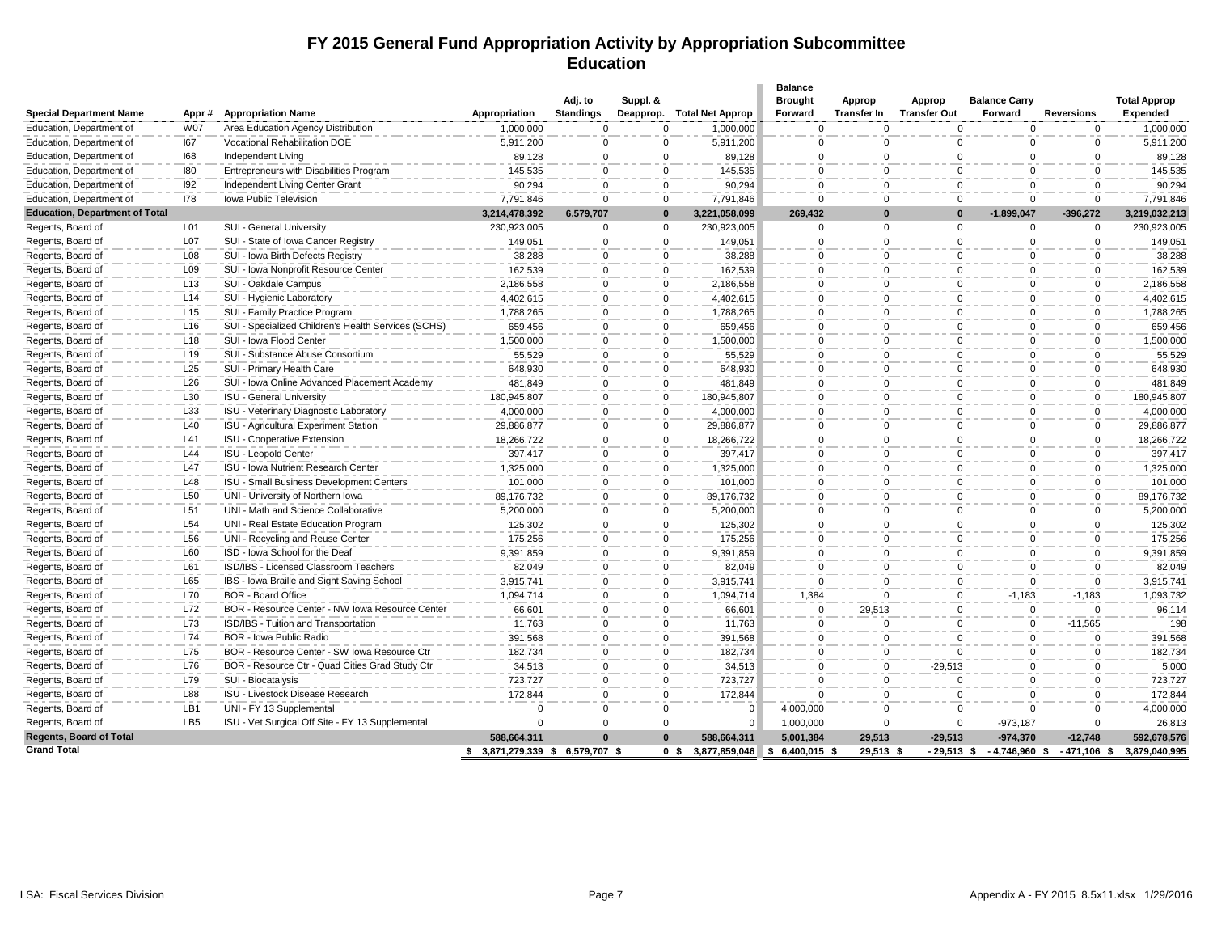# FY 2015 General Fund Appropriation Activity by Appropriation Subcommittee
## Education

| Special Department Name | Appr # | Appropriation Name | Appropriation | Adj. to Standings | Suppl. & Deapprop. | Total Net Approp | Balance Brought Forward | Approp Transfer In | Approp Transfer Out | Balance Carry Forward | Reversions | Total Approp Expended |
|---|---|---|---|---|---|---|---|---|---|---|---|---|
| Education, Department of | W07 | Area Education Agency Distribution | 1,000,000 | 0 | 0 | 1,000,000 | 0 | 0 | 0 | 0 | 0 | 1,000,000 |
| Education, Department of | I67 | Vocational Rehabilitation DOE | 5,911,200 | 0 | 0 | 5,911,200 | 0 | 0 | 0 | 0 | 0 | 5,911,200 |
| Education, Department of | I68 | Independent Living | 89,128 | 0 | 0 | 89,128 | 0 | 0 | 0 | 0 | 0 | 89,128 |
| Education, Department of | I80 | Entrepreneurs with Disabilities Program | 145,535 | 0 | 0 | 145,535 | 0 | 0 | 0 | 0 | 0 | 145,535 |
| Education, Department of | I92 | Independent Living Center Grant | 90,294 | 0 | 0 | 90,294 | 0 | 0 | 0 | 0 | 0 | 90,294 |
| Education, Department of | I78 | Iowa Public Television | 7,791,846 | 0 | 0 | 7,791,846 | 0 | 0 | 0 | 0 | 0 | 7,791,846 |
| **Education, Department of Total** | | | **3,214,478,392** | **6,579,707** | **0** | **3,221,058,099** | **269,432** | **0** | **0** | **-1,899,047** | **-396,272** | **3,219,032,213** |
| Regents, Board of | L01 | SUI - General University | 230,923,005 | 0 | 0 | 230,923,005 | 0 | 0 | 0 | 0 | 0 | 230,923,005 |
| Regents, Board of | L07 | SUI - State of Iowa Cancer Registry | 149,051 | 0 | 0 | 149,051 | 0 | 0 | 0 | 0 | 0 | 149,051 |
| Regents, Board of | L08 | SUI - Iowa Birth Defects Registry | 38,288 | 0 | 0 | 38,288 | 0 | 0 | 0 | 0 | 0 | 38,288 |
| Regents, Board of | L09 | SUI - Iowa Nonprofit Resource Center | 162,539 | 0 | 0 | 162,539 | 0 | 0 | 0 | 0 | 0 | 162,539 |
| Regents, Board of | L13 | SUI - Oakdale Campus | 2,186,558 | 0 | 0 | 2,186,558 | 0 | 0 | 0 | 0 | 0 | 2,186,558 |
| Regents, Board of | L14 | SUI - Hygienic Laboratory | 4,402,615 | 0 | 0 | 4,402,615 | 0 | 0 | 0 | 0 | 0 | 4,402,615 |
| Regents, Board of | L15 | SUI - Family Practice Program | 1,788,265 | 0 | 0 | 1,788,265 | 0 | 0 | 0 | 0 | 0 | 1,788,265 |
| Regents, Board of | L16 | SUI - Specialized Children's Health Services (SCHS) | 659,456 | 0 | 0 | 659,456 | 0 | 0 | 0 | 0 | 0 | 659,456 |
| Regents, Board of | L18 | SUI - Iowa Flood Center | 1,500,000 | 0 | 0 | 1,500,000 | 0 | 0 | 0 | 0 | 0 | 1,500,000 |
| Regents, Board of | L19 | SUI - Substance Abuse Consortium | 55,529 | 0 | 0 | 55,529 | 0 | 0 | 0 | 0 | 0 | 55,529 |
| Regents, Board of | L25 | SUI - Primary Health Care | 648,930 | 0 | 0 | 648,930 | 0 | 0 | 0 | 0 | 0 | 648,930 |
| Regents, Board of | L26 | SUI - Iowa Online Advanced Placement Academy | 481,849 | 0 | 0 | 481,849 | 0 | 0 | 0 | 0 | 0 | 481,849 |
| Regents, Board of | L30 | ISU - General University | 180,945,807 | 0 | 0 | 180,945,807 | 0 | 0 | 0 | 0 | 0 | 180,945,807 |
| Regents, Board of | L33 | ISU - Veterinary Diagnostic Laboratory | 4,000,000 | 0 | 0 | 4,000,000 | 0 | 0 | 0 | 0 | 0 | 4,000,000 |
| Regents, Board of | L40 | ISU - Agricultural Experiment Station | 29,886,877 | 0 | 0 | 29,886,877 | 0 | 0 | 0 | 0 | 0 | 29,886,877 |
| Regents, Board of | L41 | ISU - Cooperative Extension | 18,266,722 | 0 | 0 | 18,266,722 | 0 | 0 | 0 | 0 | 0 | 18,266,722 |
| Regents, Board of | L44 | ISU - Leopold Center | 397,417 | 0 | 0 | 397,417 | 0 | 0 | 0 | 0 | 0 | 397,417 |
| Regents, Board of | L47 | ISU - Iowa Nutrient Research Center | 1,325,000 | 0 | 0 | 1,325,000 | 0 | 0 | 0 | 0 | 0 | 1,325,000 |
| Regents, Board of | L48 | ISU - Small Business Development Centers | 101,000 | 0 | 0 | 101,000 | 0 | 0 | 0 | 0 | 0 | 101,000 |
| Regents, Board of | L50 | UNI - University of Northern Iowa | 89,176,732 | 0 | 0 | 89,176,732 | 0 | 0 | 0 | 0 | 0 | 89,176,732 |
| Regents, Board of | L51 | UNI - Math and Science Collaborative | 5,200,000 | 0 | 0 | 5,200,000 | 0 | 0 | 0 | 0 | 0 | 5,200,000 |
| Regents, Board of | L54 | UNI - Real Estate Education Program | 125,302 | 0 | 0 | 125,302 | 0 | 0 | 0 | 0 | 0 | 125,302 |
| Regents, Board of | L56 | UNI - Recycling and Reuse Center | 175,256 | 0 | 0 | 175,256 | 0 | 0 | 0 | 0 | 0 | 175,256 |
| Regents, Board of | L60 | ISD - Iowa School for the Deaf | 9,391,859 | 0 | 0 | 9,391,859 | 0 | 0 | 0 | 0 | 0 | 9,391,859 |
| Regents, Board of | L61 | ISD/IBS - Licensed Classroom Teachers | 82,049 | 0 | 0 | 82,049 | 0 | 0 | 0 | 0 | 0 | 82,049 |
| Regents, Board of | L65 | IBS - Iowa Braille and Sight Saving School | 3,915,741 | 0 | 0 | 3,915,741 | 0 | 0 | 0 | 0 | 0 | 3,915,741 |
| Regents, Board of | L70 | BOR - Board Office | 1,094,714 | 0 | 0 | 1,094,714 | 1,384 | 0 | 0 | -1,183 | -1,183 | 1,093,732 |
| Regents, Board of | L72 | BOR - Resource Center - NW Iowa Resource Center | 66,601 | 0 | 0 | 66,601 | 0 | 29,513 | 0 | 0 | 0 | 96,114 |
| Regents, Board of | L73 | ISD/IBS - Tuition and Transportation | 11,763 | 0 | 0 | 11,763 | 0 | 0 | 0 | 0 | -11,565 | 198 |
| Regents, Board of | L74 | BOR - Iowa Public Radio | 391,568 | 0 | 0 | 391,568 | 0 | 0 | 0 | 0 | 0 | 391,568 |
| Regents, Board of | L75 | BOR - Resource Center - SW Iowa Resource Ctr | 182,734 | 0 | 0 | 182,734 | 0 | 0 | 0 | 0 | 0 | 182,734 |
| Regents, Board of | L76 | BOR - Resource Ctr - Quad Cities Grad Study Ctr | 34,513 | 0 | 0 | 34,513 | 0 | 0 | -29,513 | 0 | 0 | 5,000 |
| Regents, Board of | L79 | SUI - Biocatalysis | 723,727 | 0 | 0 | 723,727 | 0 | 0 | 0 | 0 | 0 | 723,727 |
| Regents, Board of | L88 | ISU - Livestock Disease Research | 172,844 | 0 | 0 | 172,844 | 0 | 0 | 0 | 0 | 0 | 172,844 |
| Regents, Board of | LB1 | UNI - FY 13 Supplemental | 0 | 0 | 0 | 0 | 4,000,000 | 0 | 0 | 0 | 0 | 4,000,000 |
| Regents, Board of | LB5 | ISU - Vet Surgical Off Site - FY 13 Supplemental | 0 | 0 | 0 | 0 | 1,000,000 | 0 | 0 | -973,187 | 0 | 26,813 |
| **Regents, Board of Total** | | | **588,664,311** | **0** | **0** | **588,664,311** | **5,001,384** | **29,513** | **-29,513** | **-974,370** | **-12,748** | **592,678,576** |
| **Grand Total** | | | **$ 3,871,279,339** | **$ 6,579,707** | **$ 0** | **$ 3,877,859,046** | **$ 6,400,015** | **$ 29,513** | **$ -29,513** | **$ -4,746,960** | **$ -471,106** | **$ 3,879,040,995** |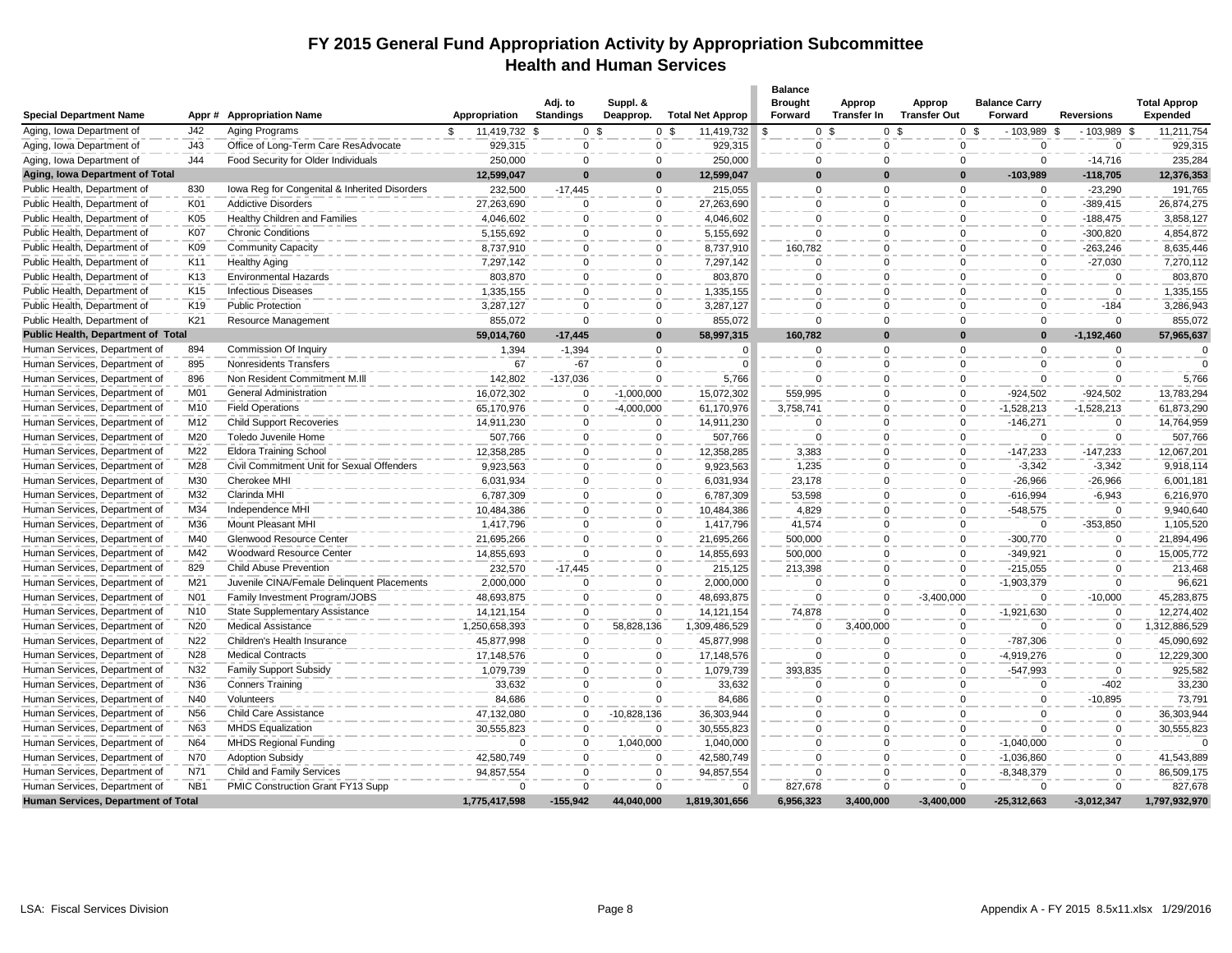# FY 2015 General Fund Appropriation Activity by Appropriation Subcommittee
## Health and Human Services

| Special Department Name | Appr # | Appropriation Name | Appropriation | Adj. to Standings | Suppl. & Deapprop. | Total Net Approp | Balance Brought Forward | Approp Transfer In | Approp Transfer Out | Balance Carry Forward | Reversions | Total Approp Expended |
|---|---|---|---|---|---|---|---|---|---|---|---|---|
| Aging, Iowa Department of | J42 | Aging Programs | $ 11,419,732 | $ 0 | $ 0 | $ 11,419,732 | $ 0 | $ 0 | $ 0 | $ -103,989 | $ -103,989 | $ 11,211,754 |
| Aging, Iowa Department of | J43 | Office of Long-Term Care ResAdvocate | 929,315 | 0 | 0 | 929,315 | 0 | 0 | 0 | 0 | 0 | 929,315 |
| Aging, Iowa Department of | J44 | Food Security for Older Individuals | 250,000 | 0 | 0 | 250,000 | 0 | 0 | 0 | 0 | -14,716 | 235,284 |
| **Aging, Iowa Department of Total** | | | **12,599,047** | **0** | **0** | **12,599,047** | **0** | **0** | **0** | **-103,989** | **-118,705** | **12,376,353** |
| Public Health, Department of | 830 | Iowa Reg for Congenital & Inherited Disorders | 232,500 | -17,445 | 0 | 215,055 | 0 | 0 | 0 | 0 | -23,290 | 191,765 |
| Public Health, Department of | K01 | Addictive Disorders | 27,263,690 | 0 | 0 | 27,263,690 | 0 | 0 | 0 | 0 | -389,415 | 26,874,275 |
| Public Health, Department of | K05 | Healthy Children and Families | 4,046,602 | 0 | 0 | 4,046,602 | 0 | 0 | 0 | 0 | -188,475 | 3,858,127 |
| Public Health, Department of | K07 | Chronic Conditions | 5,155,692 | 0 | 0 | 5,155,692 | 0 | 0 | 0 | 0 | -300,820 | 4,854,872 |
| Public Health, Department of | K09 | Community Capacity | 8,737,910 | 0 | 0 | 8,737,910 | 160,782 | 0 | 0 | 0 | -263,246 | 8,635,446 |
| Public Health, Department of | K11 | Healthy Aging | 7,297,142 | 0 | 0 | 7,297,142 | 0 | 0 | 0 | 0 | -27,030 | 7,270,112 |
| Public Health, Department of | K13 | Environmental Hazards | 803,870 | 0 | 0 | 803,870 | 0 | 0 | 0 | 0 | 0 | 803,870 |
| Public Health, Department of | K15 | Infectious Diseases | 1,335,155 | 0 | 0 | 1,335,155 | 0 | 0 | 0 | 0 | 0 | 1,335,155 |
| Public Health, Department of | K19 | Public Protection | 3,287,127 | 0 | 0 | 3,287,127 | 0 | 0 | 0 | 0 | -184 | 3,286,943 |
| Public Health, Department of | K21 | Resource Management | 855,072 | 0 | 0 | 855,072 | 0 | 0 | 0 | 0 | 0 | 855,072 |
| **Public Health, Department of Total** | | | **59,014,760** | **-17,445** | **0** | **58,997,315** | **160,782** | **0** | **0** | **0** | **-1,192,460** | **57,965,637** |
| Human Services, Department of | 894 | Commission Of Inquiry | 1,394 | -1,394 | 0 | 0 | 0 | 0 | 0 | 0 | 0 | 0 |
| Human Services, Department of | 895 | Nonresidents Transfers | 67 | -67 | 0 | 0 | 0 | 0 | 0 | 0 | 0 | 0 |
| Human Services, Department of | 896 | Non Resident Commitment M.Ill | 142,802 | -137,036 | 0 | 5,766 | 0 | 0 | 0 | 0 | 0 | 5,766 |
| Human Services, Department of | M01 | General Administration | 16,072,302 | 0 | -1,000,000 | 15,072,302 | 559,995 | 0 | 0 | -924,502 | -924,502 | 13,783,294 |
| Human Services, Department of | M10 | Field Operations | 65,170,976 | 0 | -4,000,000 | 61,170,976 | 3,758,741 | 0 | 0 | -1,528,213 | -1,528,213 | 61,873,290 |
| Human Services, Department of | M12 | Child Support Recoveries | 14,911,230 | 0 | 0 | 14,911,230 | 0 | 0 | 0 | -146,271 | 0 | 14,764,959 |
| Human Services, Department of | M20 | Toledo Juvenile Home | 507,766 | 0 | 0 | 507,766 | 0 | 0 | 0 | 0 | 0 | 507,766 |
| Human Services, Department of | M22 | Eldora Training School | 12,358,285 | 0 | 0 | 12,358,285 | 3,383 | 0 | 0 | -147,233 | -147,233 | 12,067,201 |
| Human Services, Department of | M28 | Civil Commitment Unit for Sexual Offenders | 9,923,563 | 0 | 0 | 9,923,563 | 1,235 | 0 | 0 | -3,342 | -3,342 | 9,918,114 |
| Human Services, Department of | M30 | Cherokee MHI | 6,031,934 | 0 | 0 | 6,031,934 | 23,178 | 0 | 0 | -26,966 | -26,966 | 6,001,181 |
| Human Services, Department of | M32 | Clarinda MHI | 6,787,309 | 0 | 0 | 6,787,309 | 53,598 | 0 | 0 | -616,994 | -6,943 | 6,216,970 |
| Human Services, Department of | M34 | Independence MHI | 10,484,386 | 0 | 0 | 10,484,386 | 4,829 | 0 | 0 | -548,575 | 0 | 9,940,640 |
| Human Services, Department of | M36 | Mount Pleasant MHI | 1,417,796 | 0 | 0 | 1,417,796 | 41,574 | 0 | 0 | 0 | -353,850 | 1,105,520 |
| Human Services, Department of | M40 | Glenwood Resource Center | 21,695,266 | 0 | 0 | 21,695,266 | 500,000 | 0 | 0 | -300,770 | 0 | 21,894,496 |
| Human Services, Department of | M42 | Woodward Resource Center | 14,855,693 | 0 | 0 | 14,855,693 | 500,000 | 0 | 0 | -349,921 | 0 | 15,005,772 |
| Human Services, Department of | 829 | Child Abuse Prevention | 232,570 | -17,445 | 0 | 215,125 | 213,398 | 0 | 0 | -215,055 | 0 | 213,468 |
| Human Services, Department of | M21 | Juvenile CINA/Female Delinquent Placements | 2,000,000 | 0 | 0 | 2,000,000 | 0 | 0 | 0 | -1,903,379 | 0 | 96,621 |
| Human Services, Department of | N01 | Family Investment Program/JOBS | 48,693,875 | 0 | 0 | 48,693,875 | 0 | 0 | -3,400,000 | 0 | -10,000 | 45,283,875 |
| Human Services, Department of | N10 | State Supplementary Assistance | 14,121,154 | 0 | 0 | 14,121,154 | 74,878 | 0 | 0 | -1,921,630 | 0 | 12,274,402 |
| Human Services, Department of | N20 | Medical Assistance | 1,250,658,393 | 0 | 58,828,136 | 1,309,486,529 | 0 | 3,400,000 | 0 | 0 | 0 | 1,312,886,529 |
| Human Services, Department of | N22 | Children's Health Insurance | 45,877,998 | 0 | 0 | 45,877,998 | 0 | 0 | 0 | -787,306 | 0 | 45,090,692 |
| Human Services, Department of | N28 | Medical Contracts | 17,148,576 | 0 | 0 | 17,148,576 | 0 | 0 | 0 | -4,919,276 | 0 | 12,229,300 |
| Human Services, Department of | N32 | Family Support Subsidy | 1,079,739 | 0 | 0 | 1,079,739 | 393,835 | 0 | 0 | -547,993 | 0 | 925,582 |
| Human Services, Department of | N36 | Conners Training | 33,632 | 0 | 0 | 33,632 | 0 | 0 | 0 | 0 | -402 | 33,230 |
| Human Services, Department of | N40 | Volunteers | 84,686 | 0 | 0 | 84,686 | 0 | 0 | 0 | 0 | -10,895 | 73,791 |
| Human Services, Department of | N56 | Child Care Assistance | 47,132,080 | 0 | -10,828,136 | 36,303,944 | 0 | 0 | 0 | 0 | 0 | 36,303,944 |
| Human Services, Department of | N63 | MHDS Equalization | 30,555,823 | 0 | 0 | 30,555,823 | 0 | 0 | 0 | 0 | 0 | 30,555,823 |
| Human Services, Department of | N64 | MHDS Regional Funding | 0 | 0 | 1,040,000 | 1,040,000 | 0 | 0 | 0 | -1,040,000 | 0 | 0 |
| Human Services, Department of | N70 | Adoption Subsidy | 42,580,749 | 0 | 0 | 42,580,749 | 0 | 0 | 0 | -1,036,860 | 0 | 41,543,889 |
| Human Services, Department of | N71 | Child and Family Services | 94,857,554 | 0 | 0 | 94,857,554 | 0 | 0 | 0 | -8,348,379 | 0 | 86,509,175 |
| Human Services, Department of | NB1 | PMIC Construction Grant FY13 Supp | 0 | 0 | 0 | 0 | 827,678 | 0 | 0 | 0 | 0 | 827,678 |
| **Human Services, Department of Total** | | | **1,775,417,598** | **-155,942** | **44,040,000** | **1,819,301,656** | **6,956,323** | **3,400,000** | **-3,400,000** | **-25,312,663** | **-3,012,347** | **1,797,932,970** |

LSA: Fiscal Services Division | Appendix A - FY 2015 8.5x11.xlsx 1/29/2016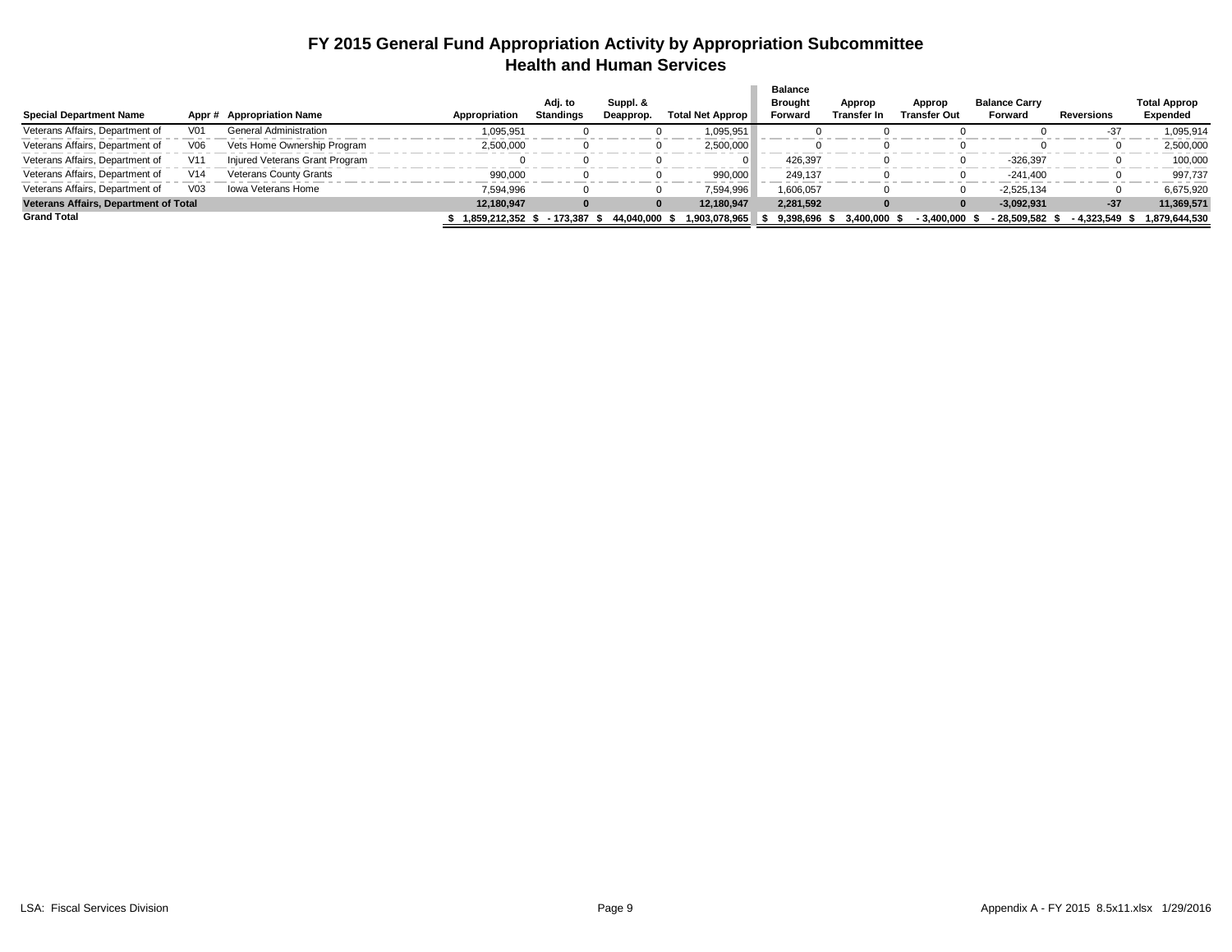# FY 2015 General Fund Appropriation Activity by Appropriation Subcommittee
## Health and Human Services

| Special Department Name | Appr # | Appropriation Name | Appropriation | Adj. to Standings | Suppl. & Deapprop. | Total Net Approp | Balance Brought Forward | Approp Transfer In | Approp Transfer Out | Balance Carry Forward | Reversions | Total Approp Expended |
|---|---|---|---|---|---|---|---|---|---|---|---|---|
| Veterans Affairs, Department of | V01 | General Administration | 1,095,951 | 0 | 0 | 1,095,951 | 0 | 0 | 0 | 0 | -37 | 1,095,914 |
| Veterans Affairs, Department of | V06 | Vets Home Ownership Program | 2,500,000 | 0 | 0 | 2,500,000 | 0 | 0 | 0 | 0 | 0 | 2,500,000 |
| Veterans Affairs, Department of | V11 | Injured Veterans Grant Program | 0 | 0 | 0 | 0 | 426,397 | 0 | 0 | -326,397 | 0 | 100,000 |
| Veterans Affairs, Department of | V14 | Veterans County Grants | 990,000 | 0 | 0 | 990,000 | 249,137 | 0 | 0 | -241,400 | 0 | 997,737 |
| Veterans Affairs, Department of | V03 | Iowa Veterans Home | 7,594,996 | 0 | 0 | 7,594,996 | 1,606,057 | 0 | 0 | -2,525,134 | 0 | 6,675,920 |
| **Veterans Affairs, Department of Total** | | | **12,180,947** | **0** | **0** | **12,180,947** | **2,281,592** | **0** | **0** | **-3,092,931** | **-37** | **11,369,571** |
| **Grand Total** | | | **$ 1,859,212,352** | **$ - 173,387** | **$ 44,040,000** | **$ 1,903,078,965** | **$ 9,398,696** | **$ 3,400,000** | **$ - 3,400,000** | **$ - 28,509,582** | **$ - 4,323,549** | **$ 1,879,644,530** |

LSA: Fiscal Services Division

Appendix A - FY 2015 8.5x11.xlsx 1/29/2016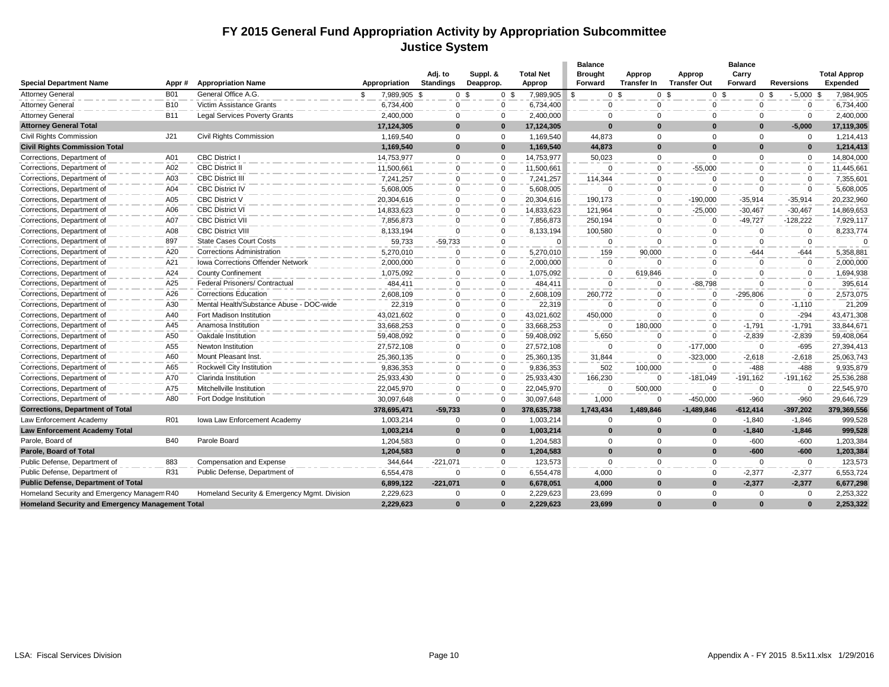# FY 2015 General Fund Appropriation Activity by Appropriation Subcommittee
## Justice System

| Special Department Name | Appr # | Appropriation Name | Appropriation | Adj. to Standings | Suppl. & Deapprop. | Total Net Approp | Balance Brought Forward | Approp Transfer In | Approp Transfer Out | Balance Carry Forward | Reversions | Total Approp Expended |
|---|---|---|---|---|---|---|---|---|---|---|---|---|
| Attorney General | B01 | General Office A.G. | $ 7,989,905 | $ 0 | $ 0 | $ 7,989,905 | $ 0 | $ 0 | $ 0 | $ 0 | $ -5,000 | $ 7,984,905 |
| Attorney General | B10 | Victim Assistance Grants | 6,734,400 | 0 | 0 | 6,734,400 | 0 | 0 | 0 | 0 | 0 | 6,734,400 |
| Attorney General | B11 | Legal Services Poverty Grants | 2,400,000 | 0 | 0 | 2,400,000 | 0 | 0 | 0 | 0 | 0 | 2,400,000 |
| **Attorney General Total** | | | **17,124,305** | **0** | **0** | **17,124,305** | **0** | **0** | **0** | **0** | **-5,000** | **17,119,305** |
| Civil Rights Commission | J21 | Civil Rights Commission | 1,169,540 | 0 | 0 | 1,169,540 | 44,873 | 0 | 0 | 0 | 0 | 1,214,413 |
| **Civil Rights Commission Total** | | | **1,169,540** | **0** | **0** | **1,169,540** | **44,873** | **0** | **0** | **0** | **0** | **1,214,413** |
| Corrections, Department of | A01 | CBC District I | 14,753,977 | 0 | 0 | 14,753,977 | 50,023 | 0 | 0 | 0 | 0 | 14,804,000 |
| Corrections, Department of | A02 | CBC District II | 11,500,661 | 0 | 0 | 11,500,661 | 0 | 0 | -55,000 | 0 | 0 | 11,445,661 |
| Corrections, Department of | A03 | CBC District III | 7,241,257 | 0 | 0 | 7,241,257 | 114,344 | 0 | 0 | 0 | 0 | 7,355,601 |
| Corrections, Department of | A04 | CBC District IV | 5,608,005 | 0 | 0 | 5,608,005 | 0 | 0 | 0 | 0 | 0 | 5,608,005 |
| Corrections, Department of | A05 | CBC District V | 20,304,616 | 0 | 0 | 20,304,616 | 190,173 | 0 | -190,000 | -35,914 | -35,914 | 20,232,960 |
| Corrections, Department of | A06 | CBC District VI | 14,833,623 | 0 | 0 | 14,833,623 | 121,964 | 0 | -25,000 | -30,467 | -30,467 | 14,869,653 |
| Corrections, Department of | A07 | CBC District VII | 7,856,873 | 0 | 0 | 7,856,873 | 250,194 | 0 | 0 | -49,727 | -128,222 | 7,929,117 |
| Corrections, Department of | A08 | CBC District VIII | 8,133,194 | 0 | 0 | 8,133,194 | 100,580 | 0 | 0 | 0 | 0 | 8,233,774 |
| Corrections, Department of | 897 | State Cases Court Costs | 59,733 | -59,733 | 0 | 0 | 0 | 0 | 0 | 0 | 0 | 0 |
| Corrections, Department of | A20 | Corrections Administration | 5,270,010 | 0 | 0 | 5,270,010 | 159 | 90,000 | 0 | -644 | -644 | 5,358,881 |
| Corrections, Department of | A21 | Iowa Corrections Offender Network | 2,000,000 | 0 | 0 | 2,000,000 | 0 | 0 | 0 | 0 | 0 | 2,000,000 |
| Corrections, Department of | A24 | County Confinement | 1,075,092 | 0 | 0 | 1,075,092 | 0 | 619,846 | 0 | 0 | 0 | 1,694,938 |
| Corrections, Department of | A25 | Federal Prisoners/ Contractual | 484,411 | 0 | 0 | 484,411 | 0 | 0 | -88,798 | 0 | 0 | 395,614 |
| Corrections, Department of | A26 | Corrections Education | 2,608,109 | 0 | 0 | 2,608,109 | 260,772 | 0 | 0 | -295,806 | 0 | 2,573,075 |
| Corrections, Department of | A30 | Mental Health/Substance Abuse - DOC-wide | 22,319 | 0 | 0 | 22,319 | 0 | 0 | 0 | 0 | -1,110 | 21,209 |
| Corrections, Department of | A40 | Fort Madison Institution | 43,021,602 | 0 | 0 | 43,021,602 | 450,000 | 0 | 0 | 0 | -294 | 43,471,308 |
| Corrections, Department of | A45 | Anamosa Institution | 33,668,253 | 0 | 0 | 33,668,253 | 0 | 180,000 | 0 | -1,791 | -1,791 | 33,844,671 |
| Corrections, Department of | A50 | Oakdale Institution | 59,408,092 | 0 | 0 | 59,408,092 | 5,650 | 0 | 0 | -2,839 | -2,839 | 59,408,064 |
| Corrections, Department of | A55 | Newton Institution | 27,572,108 | 0 | 0 | 27,572,108 | 0 | 0 | -177,000 | 0 | -695 | 27,394,413 |
| Corrections, Department of | A60 | Mount Pleasant Inst. | 25,360,135 | 0 | 0 | 25,360,135 | 31,844 | 0 | -323,000 | -2,618 | -2,618 | 25,063,743 |
| Corrections, Department of | A65 | Rockwell City Institution | 9,836,353 | 0 | 0 | 9,836,353 | 502 | 100,000 | 0 | -488 | -488 | 9,935,879 |
| Corrections, Department of | A70 | Clarinda Institution | 25,933,430 | 0 | 0 | 25,933,430 | 166,230 | 0 | -181,049 | -191,162 | -191,162 | 25,536,288 |
| Corrections, Department of | A75 | Mitchellville Institution | 22,045,970 | 0 | 0 | 22,045,970 | 0 | 500,000 | 0 | 0 | 0 | 22,545,970 |
| Corrections, Department of | A80 | Fort Dodge Institution | 30,097,648 | 0 | 0 | 30,097,648 | 1,000 | 0 | -450,000 | -960 | -960 | 29,646,729 |
| **Corrections, Department of Total** | | | **378,695,471** | **-59,733** | **0** | **378,635,738** | **1,743,434** | **1,489,846** | **-1,489,846** | **-612,414** | **-397,202** | **379,369,556** |
| Law Enforcement Academy | R01 | Iowa Law Enforcement Academy | 1,003,214 | 0 | 0 | 1,003,214 | 0 | 0 | 0 | -1,840 | -1,846 | 999,528 |
| **Law Enforcement Academy Total** | | | **1,003,214** | **0** | **0** | **1,003,214** | **0** | **0** | **0** | **-1,840** | **-1,846** | **999,528** |
| Parole, Board of | B40 | Parole Board | 1,204,583 | 0 | 0 | 1,204,583 | 0 | 0 | 0 | -600 | -600 | 1,203,384 |
| **Parole, Board of Total** | | | **1,204,583** | **0** | **0** | **1,204,583** | **0** | **0** | **0** | **-600** | **-600** | **1,203,384** |
| Public Defense, Department of | 883 | Compensation and Expense | 344,644 | -221,071 | 0 | 123,573 | 0 | 0 | 0 | 0 | 0 | 123,573 |
| Public Defense, Department of | R31 | Public Defense, Department of | 6,554,478 | 0 | 0 | 6,554,478 | 4,000 | 0 | 0 | -2,377 | -2,377 | 6,553,724 |
| **Public Defense, Department of Total** | | | **6,899,122** | **-221,071** | **0** | **6,678,051** | **4,000** | **0** | **0** | **-2,377** | **-2,377** | **6,677,298** |
| Homeland Security and Emergency Managem | R40 | Homeland Security & Emergency Mgmt. Division | 2,229,623 | 0 | 0 | 2,229,623 | 23,699 | 0 | 0 | 0 | 0 | 2,253,322 |
| **Homeland Security and Emergency Management Total** | | | **2,229,623** | **0** | **0** | **2,229,623** | **23,699** | **0** | **0** | **0** | **0** | **2,253,322** |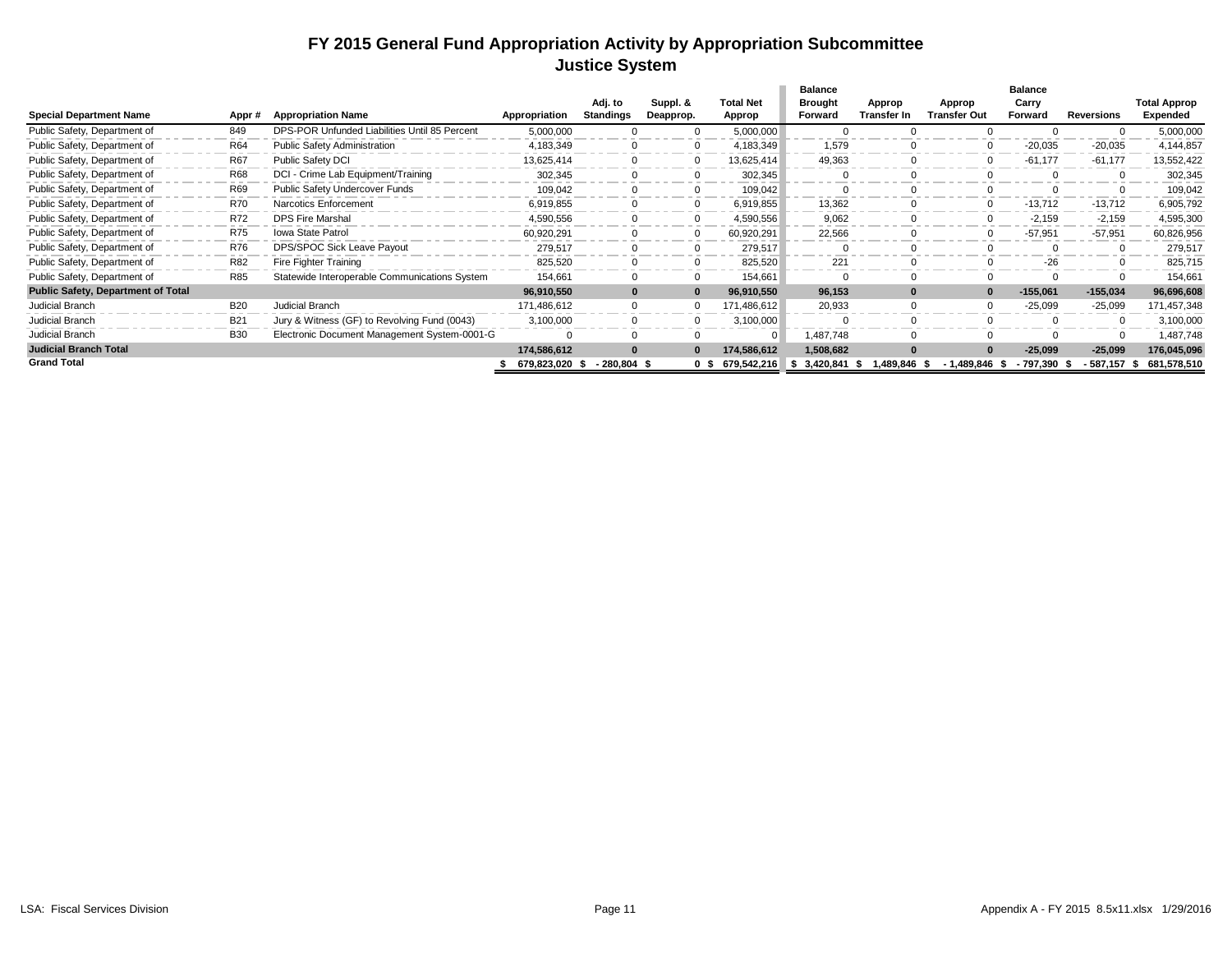# FY 2015 General Fund Appropriation Activity by Appropriation Subcommittee
## Justice System

| Special Department Name | Appr # | Appropriation Name | Appropriation | Adj. to Standings | Suppl. & Deapprop. | Total Net Approp | Balance Brought Forward | Approp Transfer In | Approp Transfer Out | Balance Carry Forward | Reversions | Total Approp Expended |
|---|---|---|---|---|---|---|---|---|---|---|---|---|
| Public Safety, Department of | 849 | DPS-POR Unfunded Liabilities Until 85 Percent | 5,000,000 | 0 | 0 | 5,000,000 | 0 | 0 | 0 | 0 | 0 | 5,000,000 |
| Public Safety, Department of | R64 | Public Safety Administration | 4,183,349 | 0 | 0 | 4,183,349 | 1,579 | 0 | 0 | -20,035 | -20,035 | 4,144,857 |
| Public Safety, Department of | R67 | Public Safety DCI | 13,625,414 | 0 | 0 | 13,625,414 | 49,363 | 0 | 0 | -61,177 | -61,177 | 13,552,422 |
| Public Safety, Department of | R68 | DCI - Crime Lab Equipment/Training | 302,345 | 0 | 0 | 302,345 | 0 | 0 | 0 | 0 | 0 | 302,345 |
| Public Safety, Department of | R69 | Public Safety Undercover Funds | 109,042 | 0 | 0 | 109,042 | 0 | 0 | 0 | 0 | 0 | 109,042 |
| Public Safety, Department of | R70 | Narcotics Enforcement | 6,919,855 | 0 | 0 | 6,919,855 | 13,362 | 0 | 0 | -13,712 | -13,712 | 6,905,792 |
| Public Safety, Department of | R72 | DPS Fire Marshal | 4,590,556 | 0 | 0 | 4,590,556 | 9,062 | 0 | 0 | -2,159 | -2,159 | 4,595,300 |
| Public Safety, Department of | R75 | Iowa State Patrol | 60,920,291 | 0 | 0 | 60,920,291 | 22,566 | 0 | 0 | -57,951 | -57,951 | 60,826,956 |
| Public Safety, Department of | R76 | DPS/SPOC Sick Leave Payout | 279,517 | 0 | 0 | 279,517 | 0 | 0 | 0 | 0 | 0 | 279,517 |
| Public Safety, Department of | R82 | Fire Fighter Training | 825,520 | 0 | 0 | 825,520 | 221 | 0 | 0 | -26 | 0 | 825,715 |
| Public Safety, Department of | R85 | Statewide Interoperable Communications System | 154,661 | 0 | 0 | 154,661 | 0 | 0 | 0 | 0 | 0 | 154,661 |
| **Public Safety, Department of Total** | | | **96,910,550** | **0** | **0** | **96,910,550** | **96,153** | **0** | **0** | **-155,061** | **-155,034** | **96,696,608** |
| Judicial Branch | B20 | Judicial Branch | 171,486,612 | 0 | 0 | 171,486,612 | 20,933 | 0 | 0 | -25,099 | -25,099 | 171,457,348 |
| Judicial Branch | B21 | Jury & Witness (GF) to Revolving Fund (0043) | 3,100,000 | 0 | 0 | 3,100,000 | 0 | 0 | 0 | 0 | 0 | 3,100,000 |
| Judicial Branch | B30 | Electronic Document Management System-0001-G | 0 | 0 | 0 | 0 | 1,487,748 | 0 | 0 | 0 | 0 | 1,487,748 |
| **Judicial Branch Total** | | | **174,586,612** | **0** | **0** | **174,586,612** | **1,508,682** | **0** | **0** | **-25,099** | **-25,099** | **176,045,096** |
| **Grand Total** | | | $ 679,823,020 | $ - 280,804 | $ 0 | $ 679,542,216 | $ 3,420,841 | $ 1,489,846 | $ - 1,489,846 | $ - 797,390 | $ - 587,157 | $ 681,578,510 |

LSA: Fiscal Services Division | Appendix A - FY 2015 8.5x11.xlsx 1/29/2016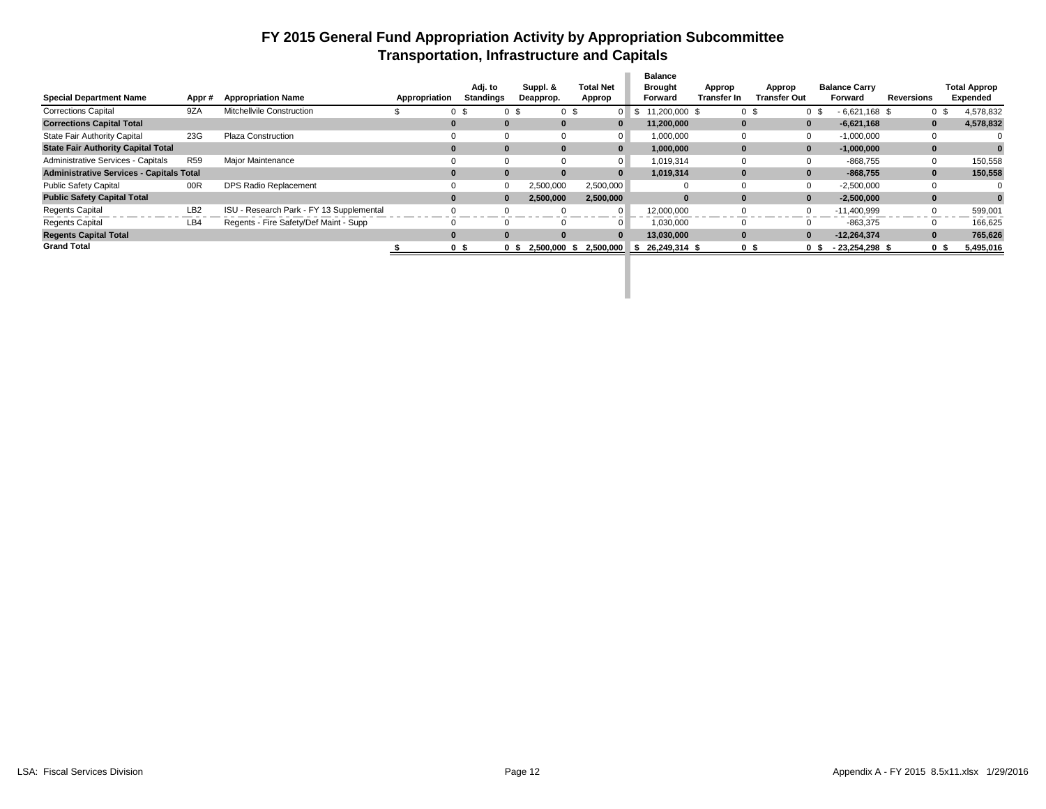# FY 2015 General Fund Appropriation Activity by Appropriation Subcommittee
## Transportation, Infrastructure and Capitals

| Special Department Name | Appr # | Appropriation Name | Appropriation | Adj. to Standings | Suppl. & Deapprop. | Total Net Approp | Balance Brought Forward | Approp Transfer In | Approp Transfer Out | Balance Carry Forward | Reversions | Total Approp Expended |
|---|---|---|---|---|---|---|---|---|---|---|---|---|
| Corrections Capital | 9ZA | Mitchellvile Construction | $ 0 | $ 0 | $ 0 | $ 0 | $ 11,200,000 | $ 0 | $ 0 | $ -6,621,168 | $ 0 | $ 4,578,832 |
| **Corrections Capital Total** | | | **0** | **0** | **0** | **0** | **11,200,000** | **0** | **0** | **-6,621,168** | **0** | **4,578,832** |
| State Fair Authority Capital | 23G | Plaza Construction | 0 | 0 | 0 | 0 | 1,000,000 | 0 | 0 | -1,000,000 | 0 | 0 |
| **State Fair Authority Capital Total** | | | **0** | **0** | **0** | **0** | **1,000,000** | **0** | **0** | **-1,000,000** | **0** | **0** |
| Administrative Services - Capitals | R59 | Major Maintenance | 0 | 0 | 0 | 0 | 1,019,314 | 0 | 0 | -868,755 | 0 | 150,558 |
| **Administrative Services - Capitals Total** | | | **0** | **0** | **0** | **0** | **1,019,314** | **0** | **0** | **-868,755** | **0** | **150,558** |
| Public Safety Capital | 00R | DPS Radio Replacement | 0 | 0 | 2,500,000 | 2,500,000 | 0 | 0 | 0 | -2,500,000 | 0 | 0 |
| **Public Safety Capital Total** | | | **0** | **0** | **2,500,000** | **2,500,000** | **0** | **0** | **0** | **-2,500,000** | **0** | **0** |
| Regents Capital | LB2 | ISU - Research Park - FY 13 Supplemental | 0 | 0 | 0 | 0 | 12,000,000 | 0 | 0 | -11,400,999 | 0 | 599,001 |
| Regents Capital | LB4 | Regents - Fire Safety/Def Maint - Supp | 0 | 0 | 0 | 0 | 1,030,000 | 0 | 0 | -863,375 | 0 | 166,625 |
| **Regents Capital Total** | | | **0** | **0** | **0** | **0** | **13,030,000** | **0** | **0** | **-12,264,374** | **0** | **765,626** |
| **Grand Total** | | | **$ 0** | **$ 0** | **$ 2,500,000** | **$ 2,500,000** | **$ 26,249,314** | **$ 0** | **$ 0** | **$ -23,254,298** | **$ 0** | **$ 5,495,016** |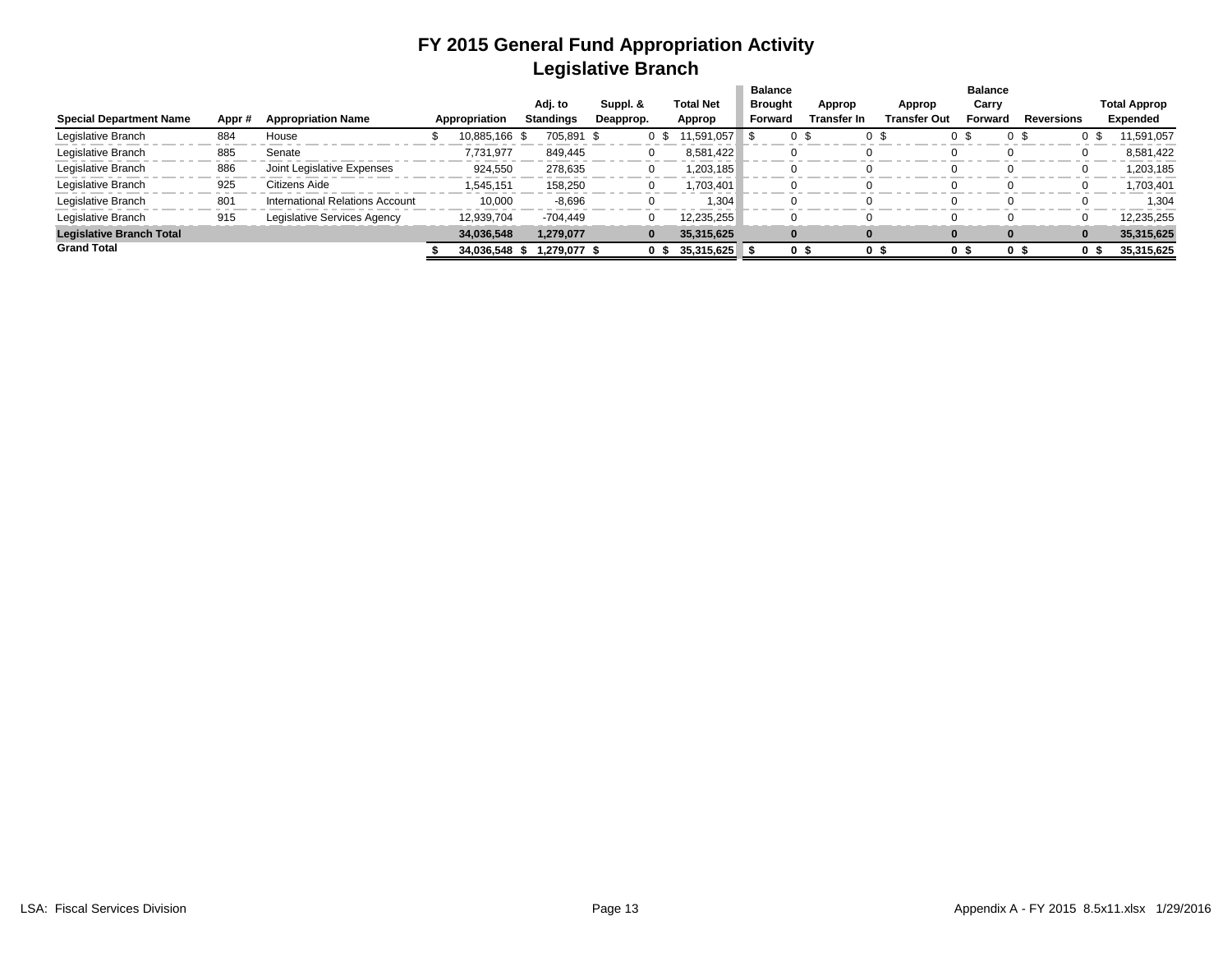# FY 2015 General Fund Appropriation Activity
## Legislative Branch

| Special Department Name | Appr # | Appropriation Name | Appropriation | Adj. to Standings | Suppl. & Deapprop. | Total Net Approp | Balance Brought Forward | Approp Transfer In | Approp Transfer Out | Balance Carry Forward | Reversions | Total Approp Expended |
|---|---|---|---|---|---|---|---|---|---|---|---|---|
| Legislative Branch | 884 | House | $ 10,885,166 | $ 705,891 | $ 0 | $ 11,591,057 | $ 0 | $ 0 | $ 0 | $ 0 | $ 0 | $ 11,591,057 |
| Legislative Branch | 885 | Senate | 7,731,977 | 849,445 | 0 | 8,581,422 | 0 | 0 | 0 | 0 | 0 | 8,581,422 |
| Legislative Branch | 886 | Joint Legislative Expenses | 924,550 | 278,635 | 0 | 1,203,185 | 0 | 0 | 0 | 0 | 0 | 1,203,185 |
| Legislative Branch | 925 | Citizens Aide | 1,545,151 | 158,250 | 0 | 1,703,401 | 0 | 0 | 0 | 0 | 0 | 1,703,401 |
| Legislative Branch | 801 | International Relations Account | 10,000 | -8,696 | 0 | 1,304 | 0 | 0 | 0 | 0 | 0 | 1,304 |
| Legislative Branch | 915 | Legislative Services Agency | 12,939,704 | -704,449 | 0 | 12,235,255 | 0 | 0 | 0 | 0 | 0 | 12,235,255 |
| **Legislative Branch Total** | | | **34,036,548** | **1,279,077** | **0** | **35,315,625** | **0** | **0** | **0** | **0** | **0** | **35,315,625** |
| **Grand Total** | | | **$ 34,036,548** | **$ 1,279,077** | **$ 0** | **$ 35,315,625** | **$ 0** | **$ 0** | **$ 0** | **$ 0** | **$ 0** | **$ 35,315,625** |